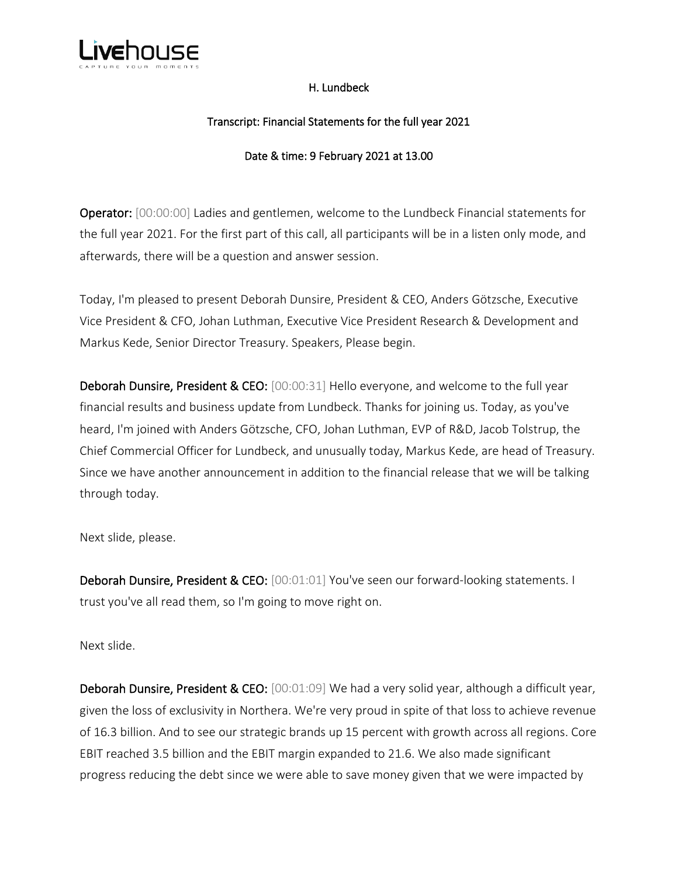H. Lundbeck

Transcript: Financial Statements for the full year 2021

Date & time: 9 February 2021 at 13.00

**Operator:** [00:00:00] Ladies and gentlemen, welcome to the Lundbeck Financial statements for the full year 2021. For the first part of this call, all participants will be in a listen only mode, and afterwards, there will be a question and answer session.

Today, I'm pleased to present Deborah Dunsire, President & CEO, Anders Götzsche, Executive Vice President & CFO, Johan Luthman, Executive Vice President Research & Development and Markus Kede, Senior Director Treasury. Speakers, Please begin.

**Deborah Dunsire, President & CEO:** [00:00:31] Hello everyone, and welcome to the full year financial results and business update from Lundbeck. Thanks for joining us. Today, as you've heard, I'm joined with Anders Götzsche, CFO, Johan Luthman, EVP of R&D, Jacob Tolstrup, the Chief Commercial Officer for Lundbeck, and unusually today, Markus Kede, are head of Treasury. Since we have another announcement in addition to the financial release that we will be talking through today.

Next slide, please.

**Deborah Dunsire, President & CEO:** [00:01:01] You've seen our forward-looking statements. I trust you've all read them, so I'm going to move right on.

Next slide.

**Deborah Dunsire, President & CEO:** [00:01:09] We had a very solid year, although a difficult year, given the loss of exclusivity in Northera. We're very proud in spite of that loss to achieve revenue of 16.3 billion. And to see our strategic brands up 15 percent with growth across all regions. Core EBIT reached 3.5 billion and the EBIT margin expanded to 21.6. We also made significant progress reducing the debt since we were able to save money given that we were impacted by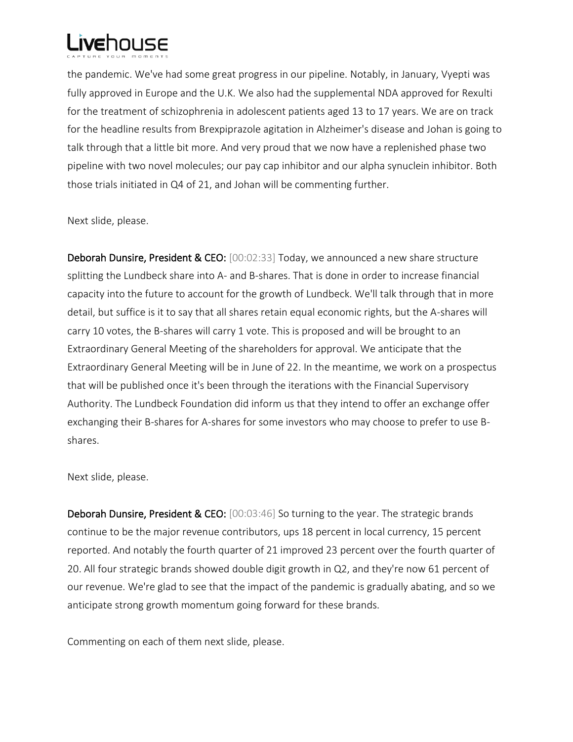the pandemic. We've had some great progress in our pipeline. Notably, in January, Vyepti was fully approved in Europe and the U.K. We also had the supplemental NDA approved for Rexulti for the treatment of schizophrenia in adolescent patients aged 13 to 17 years. We are on track for the headline results from Brexpiprazole agitation in Alzheimer's disease and Johan is going to talk through that a little bit more. And very proud that we now have a replenished phase two pipeline with two novel molecules; our pay cap inhibitor and our alpha synuclein inhibitor. Both those trials initiated in Q4 of 21, and Johan will be commenting further.

Next slide, please.

**Deborah Dunsire, President & CEO:** [00:02:33] Today, we announced a new share structure splitting the Lundbeck share into A- and B-shares. That is done in order to increase financial capacity into the future to account for the growth of Lundbeck. We'll talk through that in more detail, but suffice is it to say that all shares retain equal economic rights, but the A-shares will carry 10 votes, the B-shares will carry 1 vote. This is proposed and will be brought to an Extraordinary General Meeting of the shareholders for approval. We anticipate that the Extraordinary General Meeting will be in June of 22. In the meantime, we work on a prospectus that will be published once it's been through the iterations with the Financial Supervisory Authority. The Lundbeck Foundation did inform us that they intend to offer an exchange offer exchanging their B-shares for A-shares for some investors who may choose to prefer to use B-shares.

Next slide, please.

**Deborah Dunsire, President & CEO:** [00:03:46] So turning to the year. The strategic brands continue to be the major revenue contributors, ups 18 percent in local currency, 15 percent reported. And notably the fourth quarter of 21 improved 23 percent over the fourth quarter of 20. All four strategic brands showed double digit growth in Q2, and they're now 61 percent of our revenue. We're glad to see that the impact of the pandemic is gradually abating, and so we anticipate strong growth momentum going forward for these brands.

Commenting on each of them next slide, please.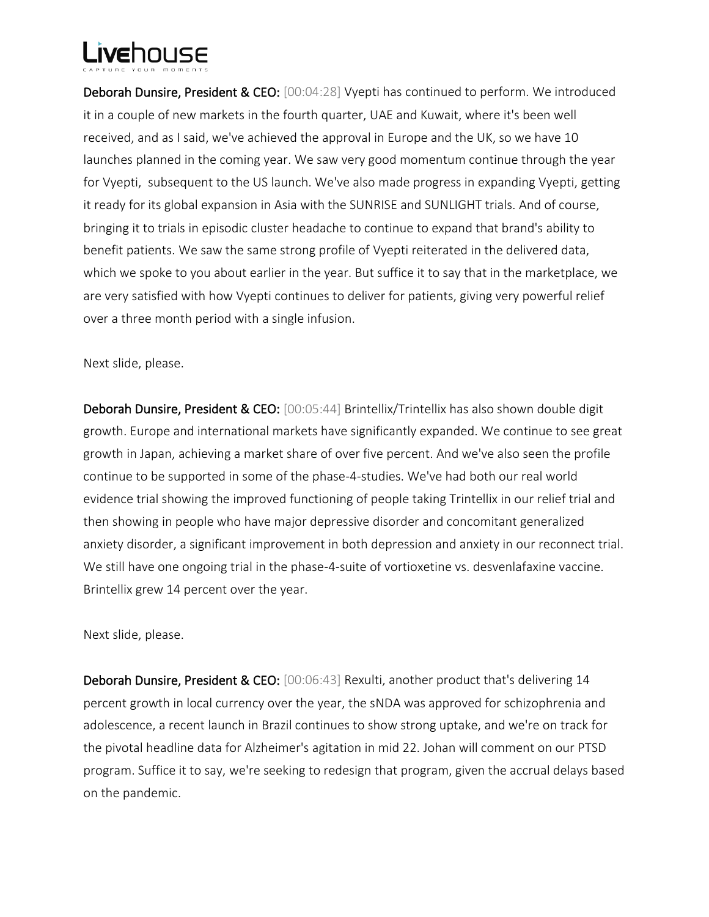**Deborah Dunsire, President & CEO:** [00:04:28] Vyepti has continued to perform. We introduced it in a couple of new markets in the fourth quarter, UAE and Kuwait, where it's been well received, and as I said, we've achieved the approval in Europe and the UK, so we have 10 launches planned in the coming year. We saw very good momentum continue through the year for Vyepti, subsequent to the US launch. We've also made progress in expanding Vyepti, getting it ready for its global expansion in Asia with the SUNRISE and SUNLIGHT trials. And of course, bringing it to trials in episodic cluster headache to continue to expand that brand's ability to benefit patients. We saw the same strong profile of Vyepti reiterated in the delivered data, which we spoke to you about earlier in the year. But suffice it to say that in the marketplace, we are very satisfied with how Vyepti continues to deliver for patients, giving very powerful relief over a three month period with a single infusion.

Next slide, please.

**Deborah Dunsire, President & CEO:** [00:05:44] Brintellix/Trintellix has also shown double digit growth. Europe and international markets have significantly expanded. We continue to see great growth in Japan, achieving a market share of over five percent. And we've also seen the profile continue to be supported in some of the phase-4-studies. We've had both our real world evidence trial showing the improved functioning of people taking Trintellix in our relief trial and then showing in people who have major depressive disorder and concomitant generalized anxiety disorder, a significant improvement in both depression and anxiety in our reconnect trial. We still have one ongoing trial in the phase-4-suite of vortioxetine vs. desvenlafaxine vaccine. Brintellix grew 14 percent over the year.

Next slide, please.

**Deborah Dunsire, President & CEO:** [00:06:43] Rexulti, another product that's delivering 14 percent growth in local currency over the year, the sNDA was approved for schizophrenia and adolescence, a recent launch in Brazil continues to show strong uptake, and we're on track for the pivotal headline data for Alzheimer's agitation in mid 22. Johan will comment on our PTSD program. Suffice it to say, we're seeking to redesign that program, given the accrual delays based on the pandemic.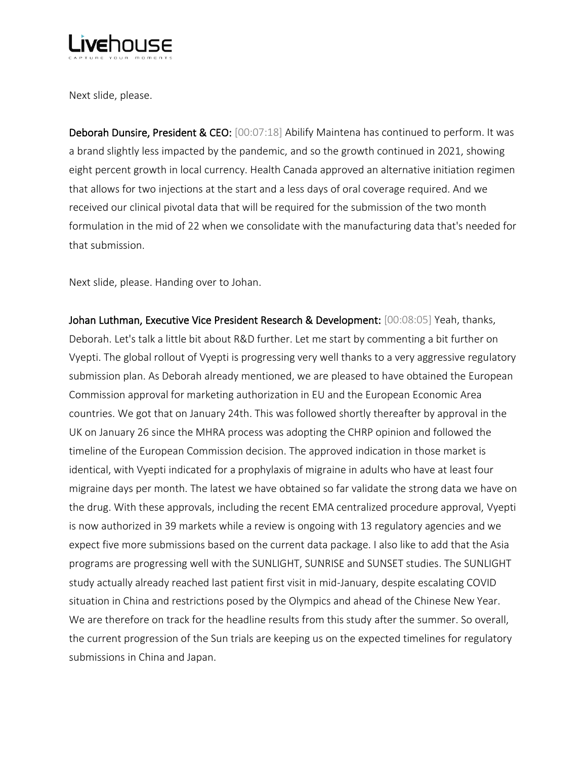Next slide, please.

**Deborah Dunsire, President & CEO:** [00:07:18] Abilify Maintena has continued to perform. It was a brand slightly less impacted by the pandemic, and so the growth continued in 2021, showing eight percent growth in local currency. Health Canada approved an alternative initiation regimen that allows for two injections at the start and a less days of oral coverage required. And we received our clinical pivotal data that will be required for the submission of the two month formulation in the mid of 22 when we consolidate with the manufacturing data that's needed for that submission.

Next slide, please. Handing over to Johan.

**Johan Luthman, Executive Vice President Research & Development:** [00:08:05] Yeah, thanks, Deborah. Let's talk a little bit about R&D further. Let me start by commenting a bit further on Vyepti. The global rollout of Vyepti is progressing very well thanks to a very aggressive regulatory submission plan. As Deborah already mentioned, we are pleased to have obtained the European Commission approval for marketing authorization in EU and the European Economic Area countries. We got that on January 24th. This was followed shortly thereafter by approval in the UK on January 26 since the MHRA process was adopting the CHRP opinion and followed the timeline of the European Commission decision. The approved indication in those market is identical, with Vyepti indicated for a prophylaxis of migraine in adults who have at least four migraine days per month. The latest we have obtained so far validate the strong data we have on the drug. With these approvals, including the recent EMA centralized procedure approval, Vyepti is now authorized in 39 markets while a review is ongoing with 13 regulatory agencies and we expect five more submissions based on the current data package. I also like to add that the Asia programs are progressing well with the SUNLIGHT, SUNRISE and SUNSET studies. The SUNLIGHT study actually already reached last patient first visit in mid-January, despite escalating COVID situation in China and restrictions posed by the Olympics and ahead of the Chinese New Year. We are therefore on track for the headline results from this study after the summer. So overall, the current progression of the Sun trials are keeping us on the expected timelines for regulatory submissions in China and Japan.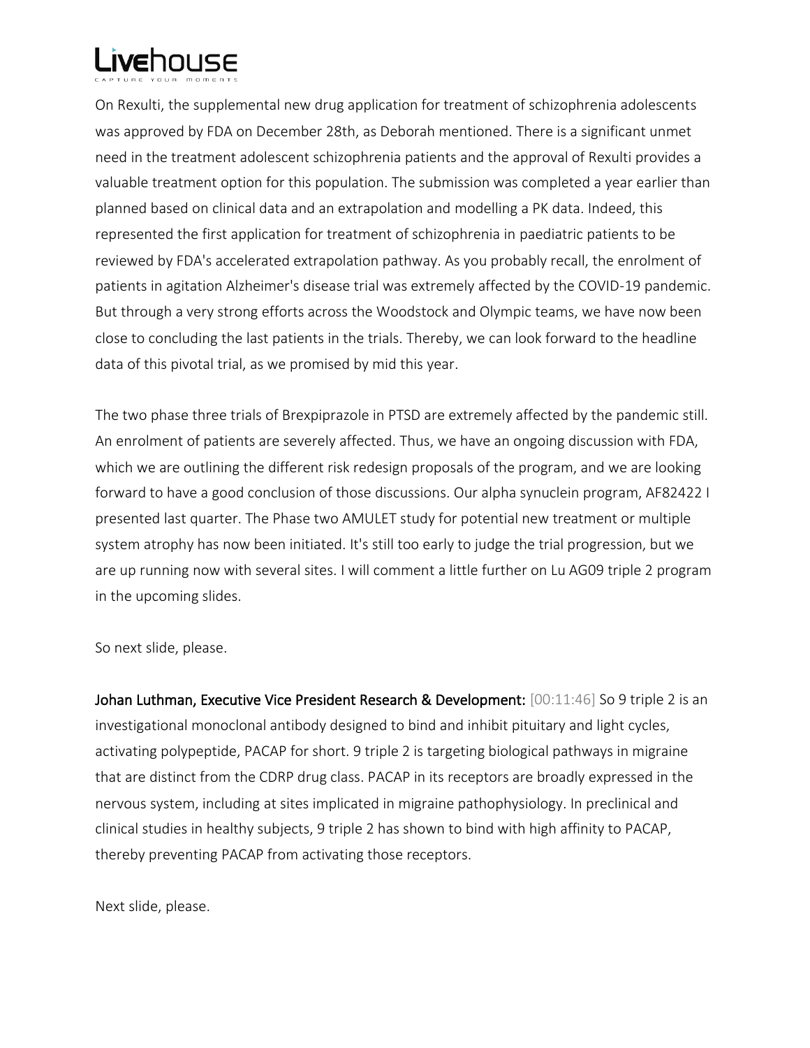On Rexulti, the supplemental new drug application for treatment of schizophrenia adolescents was approved by FDA on December 28th, as Deborah mentioned. There is a significant unmet need in the treatment adolescent schizophrenia patients and the approval of Rexulti provides a valuable treatment option for this population. The submission was completed a year earlier than planned based on clinical data and an extrapolation and modelling a PK data. Indeed, this represented the first application for treatment of schizophrenia in paediatric patients to be reviewed by FDA's accelerated extrapolation pathway. As you probably recall, the enrolment of patients in agitation Alzheimer's disease trial was extremely affected by the COVID-19 pandemic. But through a very strong efforts across the Woodstock and Olympic teams, we have now been close to concluding the last patients in the trials. Thereby, we can look forward to the headline data of this pivotal trial, as we promised by mid this year.

The two phase three trials of Brexpiprazole in PTSD are extremely affected by the pandemic still. An enrolment of patients are severely affected. Thus, we have an ongoing discussion with FDA, which we are outlining the different risk redesign proposals of the program, and we are looking forward to have a good conclusion of those discussions. Our alpha synuclein program, AF82422 I presented last quarter. The Phase two AMULET study for potential new treatment or multiple system atrophy has now been initiated. It's still too early to judge the trial progression, but we are up running now with several sites. I will comment a little further on Lu AG09 triple 2 program in the upcoming slides.

So next slide, please.

**Johan Luthman, Executive Vice President Research & Development:** [00:11:46] So 9 triple 2 is an investigational monoclonal antibody designed to bind and inhibit pituitary and light cycles, activating polypeptide, PACAP for short. 9 triple 2 is targeting biological pathways in migraine that are distinct from the CDRP drug class. PACAP in its receptors are broadly expressed in the nervous system, including at sites implicated in migraine pathophysiology. In preclinical and clinical studies in healthy subjects, 9 triple 2 has shown to bind with high affinity to PACAP, thereby preventing PACAP from activating those receptors.

Next slide, please.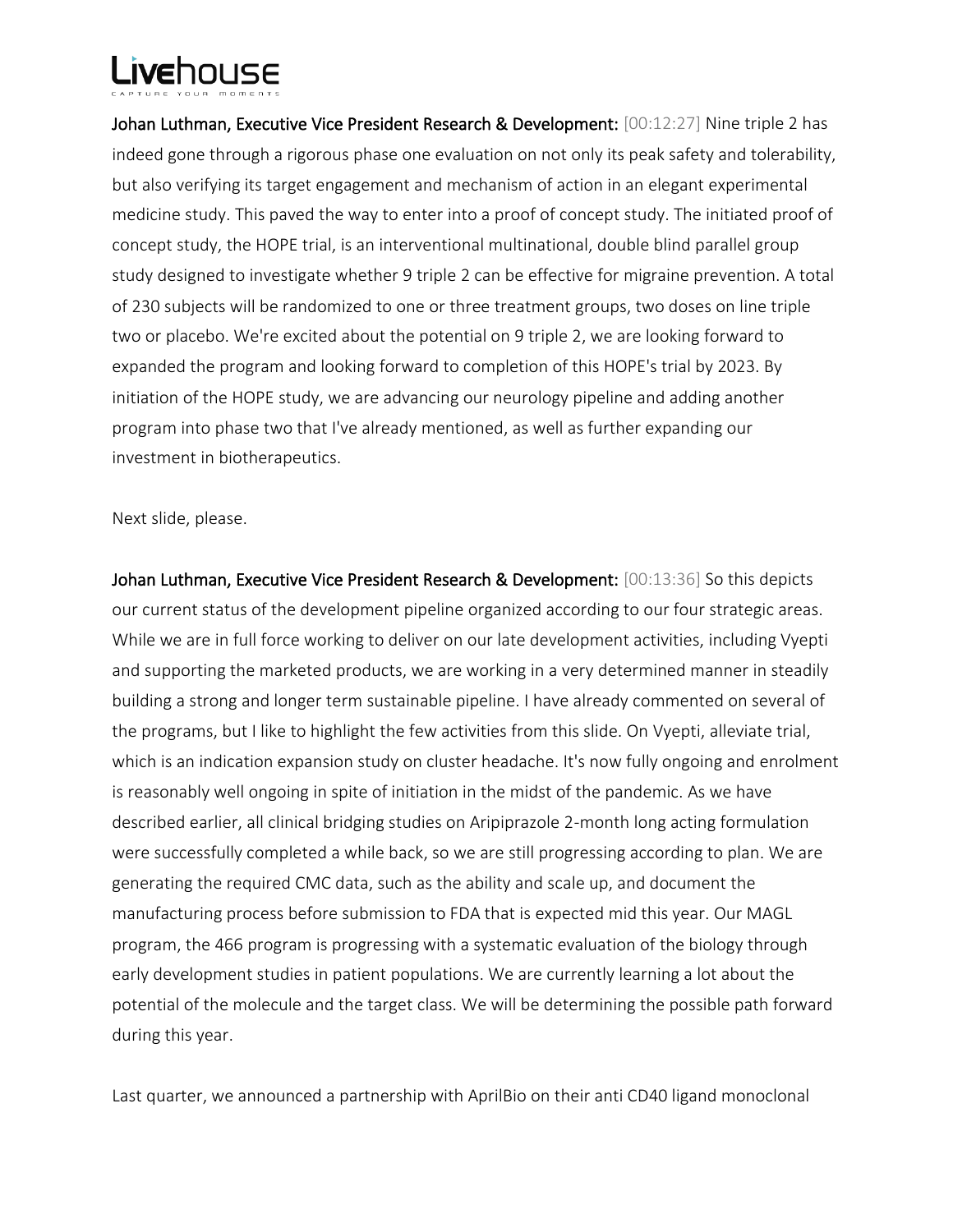**Johan Luthman, Executive Vice President Research & Development:** [00:12:27] Nine triple 2 has indeed gone through a rigorous phase one evaluation on not only its peak safety and tolerability, but also verifying its target engagement and mechanism of action in an elegant experimental medicine study. This paved the way to enter into a proof of concept study. The initiated proof of concept study, the HOPE trial, is an interventional multinational, double blind parallel group study designed to investigate whether 9 triple 2 can be effective for migraine prevention. A total of 230 subjects will be randomized to one or three treatment groups, two doses on line triple two or placebo. We're excited about the potential on 9 triple 2, we are looking forward to expanded the program and looking forward to completion of this HOPE's trial by 2023. By initiation of the HOPE study, we are advancing our neurology pipeline and adding another program into phase two that I've already mentioned, as well as further expanding our investment in biotherapeutics.

Next slide, please.

**Johan Luthman, Executive Vice President Research & Development:** [00:13:36] So this depicts our current status of the development pipeline organized according to our four strategic areas. While we are in full force working to deliver on our late development activities, including Vyepti and supporting the marketed products, we are working in a very determined manner in steadily building a strong and longer term sustainable pipeline. I have already commented on several of the programs, but I like to highlight the few activities from this slide. On Vyepti, alleviate trial, which is an indication expansion study on cluster headache. It's now fully ongoing and enrolment is reasonably well ongoing in spite of initiation in the midst of the pandemic. As we have described earlier, all clinical bridging studies on Aripiprazole 2-month long acting formulation were successfully completed a while back, so we are still progressing according to plan. We are generating the required CMC data, such as the ability and scale up, and document the manufacturing process before submission to FDA that is expected mid this year. Our MAGL program, the 466 program is progressing with a systematic evaluation of the biology through early development studies in patient populations. We are currently learning a lot about the potential of the molecule and the target class. We will be determining the possible path forward during this year.

Last quarter, we announced a partnership with AprilBio on their anti CD40 ligand monoclonal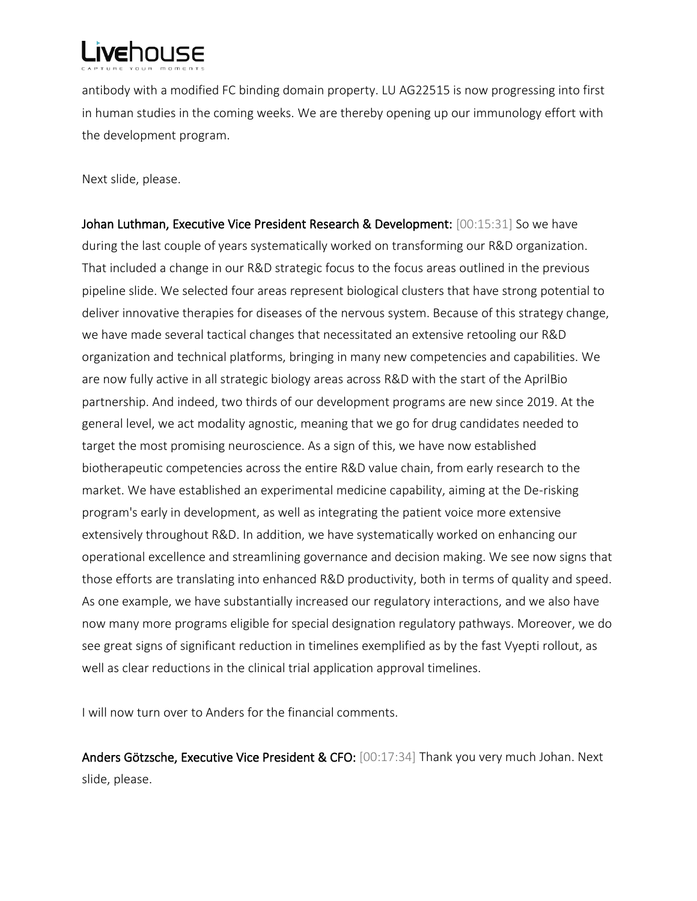antibody with a modified FC binding domain property. LU AG22515 is now progressing into first in human studies in the coming weeks. We are thereby opening up our immunology effort with the development program.

Next slide, please.

**Johan Luthman, Executive Vice President Research & Development:** [00:15:31] So we have during the last couple of years systematically worked on transforming our R&D organization. That included a change in our R&D strategic focus to the focus areas outlined in the previous pipeline slide. We selected four areas represent biological clusters that have strong potential to deliver innovative therapies for diseases of the nervous system. Because of this strategy change, we have made several tactical changes that necessitated an extensive retooling our R&D organization and technical platforms, bringing in many new competencies and capabilities. We are now fully active in all strategic biology areas across R&D with the start of the AprilBio partnership. And indeed, two thirds of our development programs are new since 2019. At the general level, we act modality agnostic, meaning that we go for drug candidates needed to target the most promising neuroscience. As a sign of this, we have now established biotherapeutic competencies across the entire R&D value chain, from early research to the market. We have established an experimental medicine capability, aiming at the De-risking program's early in development, as well as integrating the patient voice more extensive extensively throughout R&D. In addition, we have systematically worked on enhancing our operational excellence and streamlining governance and decision making. We see now signs that those efforts are translating into enhanced R&D productivity, both in terms of quality and speed. As one example, we have substantially increased our regulatory interactions, and we also have now many more programs eligible for special designation regulatory pathways. Moreover, we do see great signs of significant reduction in timelines exemplified as by the fast Vyepti rollout, as well as clear reductions in the clinical trial application approval timelines.

I will now turn over to Anders for the financial comments.

**Anders Götzsche, Executive Vice President & CFO:** [00:17:34] Thank you very much Johan. Next slide, please.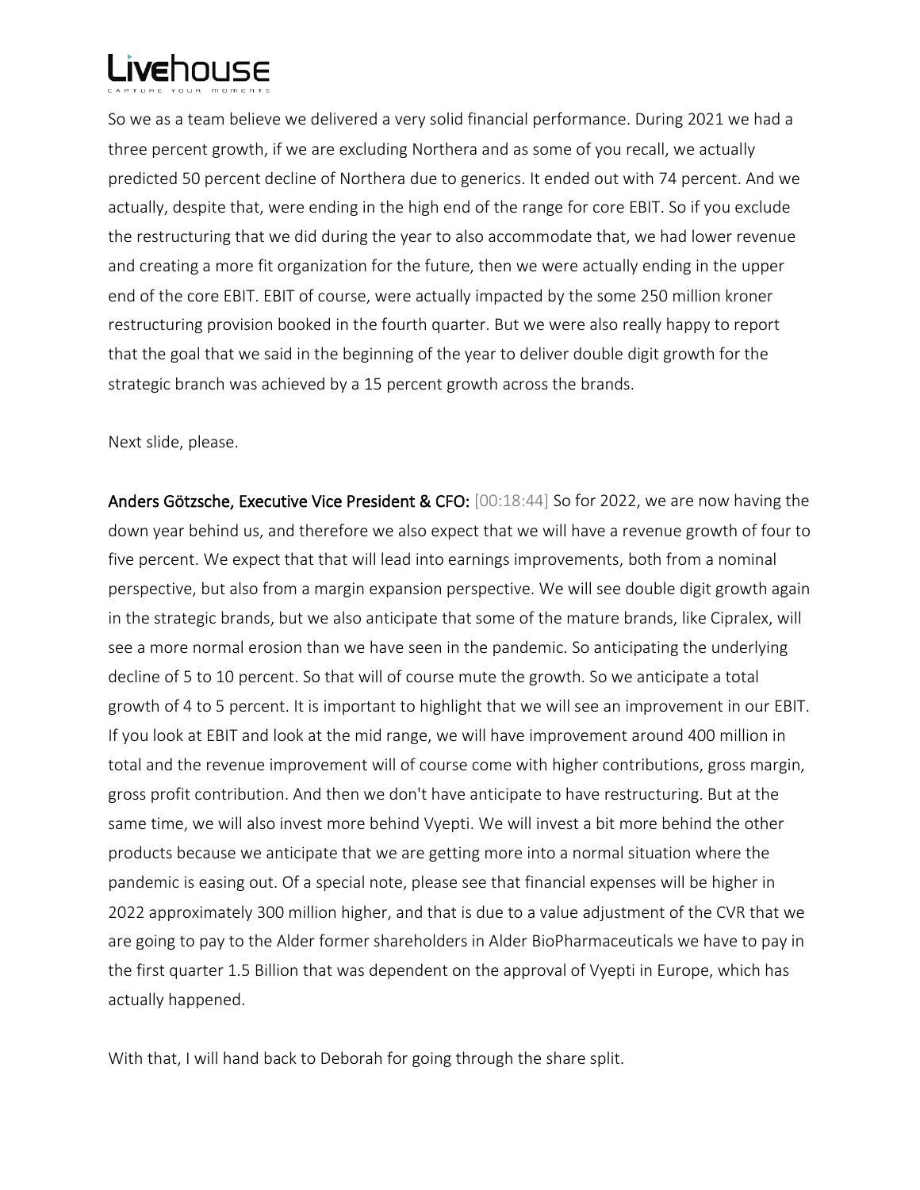So we as a team believe we delivered a very solid financial performance. During 2021 we had a three percent growth, if we are excluding Northera and as some of you recall, we actually predicted 50 percent decline of Northera due to generics. It ended out with 74 percent. And we actually, despite that, were ending in the high end of the range for core EBIT. So if you exclude the restructuring that we did during the year to also accommodate that, we had lower revenue and creating a more fit organization for the future, then we were actually ending in the upper end of the core EBIT. EBIT of course, were actually impacted by the some 250 million kroner restructuring provision booked in the fourth quarter. But we were also really happy to report that the goal that we said in the beginning of the year to deliver double digit growth for the strategic branch was achieved by a 15 percent growth across the brands.

Next slide, please.

**Anders Götzsche, Executive Vice President & CFO:** [00:18:44] So for 2022, we are now having the down year behind us, and therefore we also expect that we will have a revenue growth of four to five percent. We expect that that will lead into earnings improvements, both from a nominal perspective, but also from a margin expansion perspective. We will see double digit growth again in the strategic brands, but we also anticipate that some of the mature brands, like Cipralex, will see a more normal erosion than we have seen in the pandemic. So anticipating the underlying decline of 5 to 10 percent. So that will of course mute the growth. So we anticipate a total growth of 4 to 5 percent. It is important to highlight that we will see an improvement in our EBIT. If you look at EBIT and look at the mid range, we will have improvement around 400 million in total and the revenue improvement will of course come with higher contributions, gross margin, gross profit contribution. And then we don't have anticipate to have restructuring. But at the same time, we will also invest more behind Vyepti. We will invest a bit more behind the other products because we anticipate that we are getting more into a normal situation where the pandemic is easing out. Of a special note, please see that financial expenses will be higher in 2022 approximately 300 million higher, and that is due to a value adjustment of the CVR that we are going to pay to the Alder former shareholders in Alder BioPharmaceuticals we have to pay in the first quarter 1.5 Billion that was dependent on the approval of Vyepti in Europe, which has actually happened.

With that, I will hand back to Deborah for going through the share split.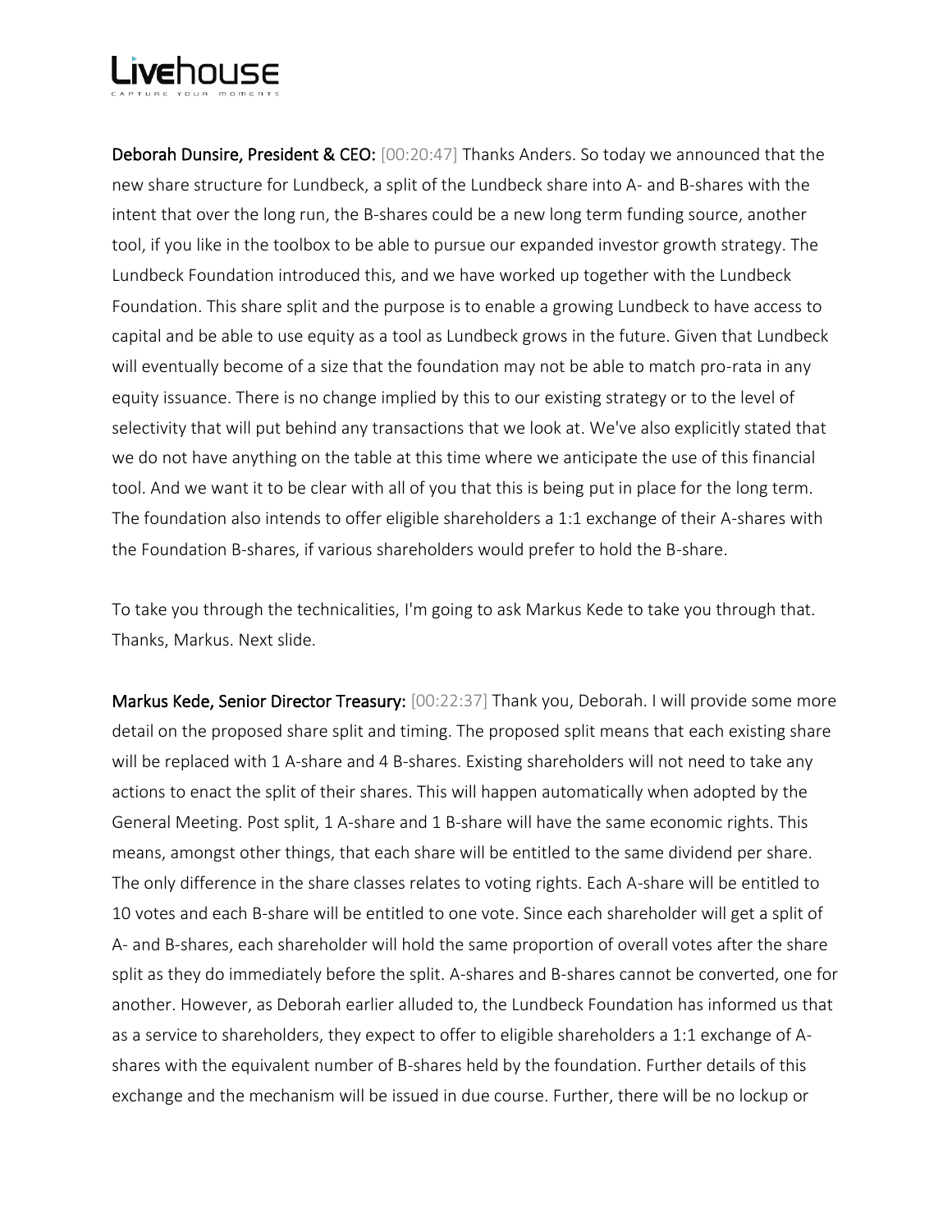**Deborah Dunsire, President & CEO:** [00:20:47] Thanks Anders. So today we announced that the new share structure for Lundbeck, a split of the Lundbeck share into A- and B-shares with the intent that over the long run, the B-shares could be a new long term funding source, another tool, if you like in the toolbox to be able to pursue our expanded investor growth strategy. The Lundbeck Foundation introduced this, and we have worked up together with the Lundbeck Foundation. This share split and the purpose is to enable a growing Lundbeck to have access to capital and be able to use equity as a tool as Lundbeck grows in the future. Given that Lundbeck will eventually become of a size that the foundation may not be able to match pro-rata in any equity issuance. There is no change implied by this to our existing strategy or to the level of selectivity that will put behind any transactions that we look at. We've also explicitly stated that we do not have anything on the table at this time where we anticipate the use of this financial tool. And we want it to be clear with all of you that this is being put in place for the long term. The foundation also intends to offer eligible shareholders a 1:1 exchange of their A-shares with the Foundation B-shares, if various shareholders would prefer to hold the B-share.

To take you through the technicalities, I'm going to ask Markus Kede to take you through that. Thanks, Markus. Next slide.

**Markus Kede, Senior Director Treasury:** [00:22:37] Thank you, Deborah. I will provide some more detail on the proposed share split and timing. The proposed split means that each existing share will be replaced with 1 A-share and 4 B-shares. Existing shareholders will not need to take any actions to enact the split of their shares. This will happen automatically when adopted by the General Meeting. Post split, 1 A-share and 1 B-share will have the same economic rights. This means, amongst other things, that each share will be entitled to the same dividend per share. The only difference in the share classes relates to voting rights. Each A-share will be entitled to 10 votes and each B-share will be entitled to one vote. Since each shareholder will get a split of A- and B-shares, each shareholder will hold the same proportion of overall votes after the share split as they do immediately before the split. A-shares and B-shares cannot be converted, one for another. However, as Deborah earlier alluded to, the Lundbeck Foundation has informed us that as a service to shareholders, they expect to offer to eligible shareholders a 1:1 exchange of A-shares with the equivalent number of B-shares held by the foundation. Further details of this exchange and the mechanism will be issued in due course. Further, there will be no lockup or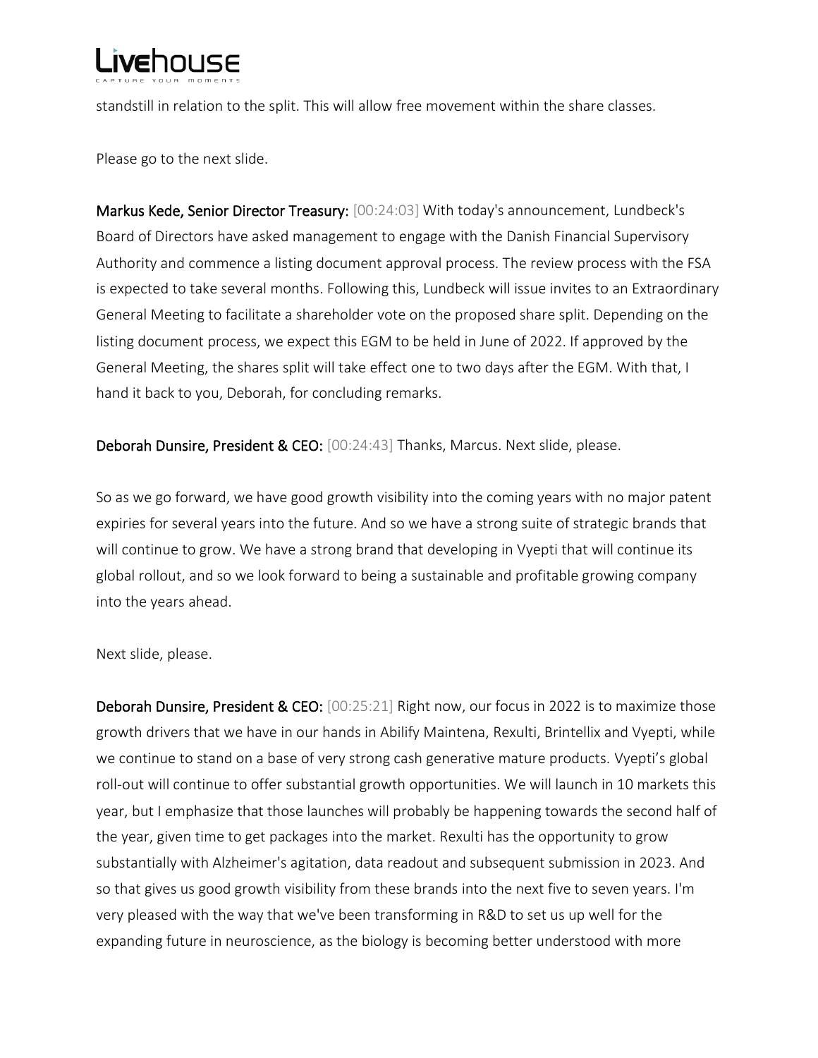standstill in relation to the split. This will allow free movement within the share classes.

Please go to the next slide.

**Markus Kede, Senior Director Treasury:** [00:24:03] With today's announcement, Lundbeck's Board of Directors have asked management to engage with the Danish Financial Supervisory Authority and commence a listing document approval process. The review process with the FSA is expected to take several months. Following this, Lundbeck will issue invites to an Extraordinary General Meeting to facilitate a shareholder vote on the proposed share split. Depending on the listing document process, we expect this EGM to be held in June of 2022. If approved by the General Meeting, the shares split will take effect one to two days after the EGM. With that, I hand it back to you, Deborah, for concluding remarks.

**Deborah Dunsire, President & CEO:** [00:24:43] Thanks, Marcus. Next slide, please.

So as we go forward, we have good growth visibility into the coming years with no major patent expiries for several years into the future. And so we have a strong suite of strategic brands that will continue to grow. We have a strong brand that developing in Vyepti that will continue its global rollout, and so we look forward to being a sustainable and profitable growing company into the years ahead.

Next slide, please.

**Deborah Dunsire, President & CEO:** [00:25:21] Right now, our focus in 2022 is to maximize those growth drivers that we have in our hands in Abilify Maintena, Rexulti, Brintellix and Vyepti, while we continue to stand on a base of very strong cash generative mature products. Vyepti's global roll-out will continue to offer substantial growth opportunities. We will launch in 10 markets this year, but I emphasize that those launches will probably be happening towards the second half of the year, given time to get packages into the market. Rexulti has the opportunity to grow substantially with Alzheimer's agitation, data readout and subsequent submission in 2023. And so that gives us good growth visibility from these brands into the next five to seven years. I'm very pleased with the way that we've been transforming in R&D to set us up well for the expanding future in neuroscience, as the biology is becoming better understood with more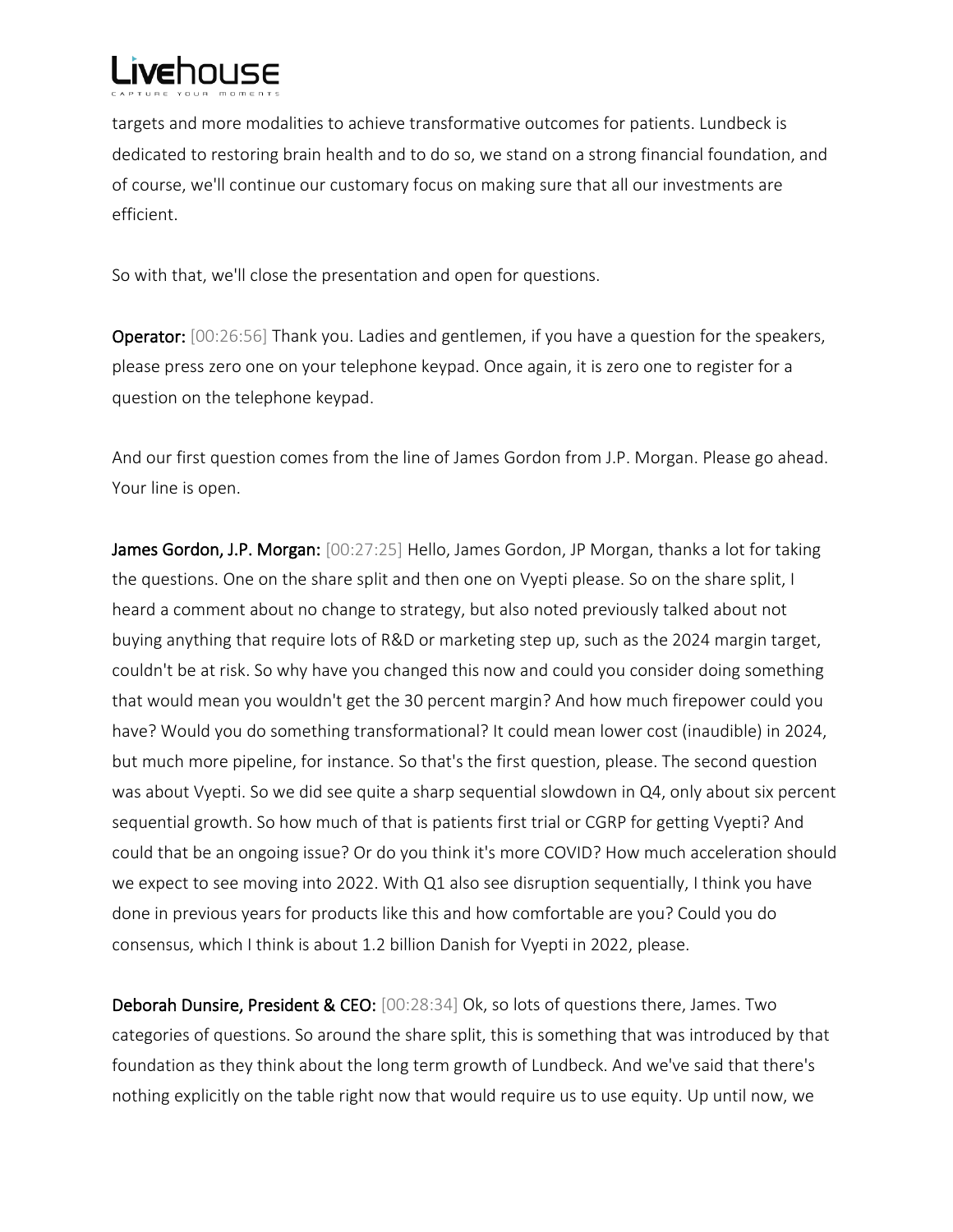targets and more modalities to achieve transformative outcomes for patients. Lundbeck is dedicated to restoring brain health and to do so, we stand on a strong financial foundation, and of course, we'll continue our customary focus on making sure that all our investments are efficient.

So with that, we'll close the presentation and open for questions.

**Operator:** [00:26:56] Thank you. Ladies and gentlemen, if you have a question for the speakers, please press zero one on your telephone keypad. Once again, it is zero one to register for a question on the telephone keypad.

And our first question comes from the line of James Gordon from J.P. Morgan. Please go ahead. Your line is open.

**James Gordon, J.P. Morgan:** [00:27:25] Hello, James Gordon, JP Morgan, thanks a lot for taking the questions. One on the share split and then one on Vyepti please. So on the share split, I heard a comment about no change to strategy, but also noted previously talked about not buying anything that require lots of R&D or marketing step up, such as the 2024 margin target, couldn't be at risk. So why have you changed this now and could you consider doing something that would mean you wouldn't get the 30 percent margin? And how much firepower could you have? Would you do something transformational? It could mean lower cost (inaudible) in 2024, but much more pipeline, for instance. So that's the first question, please. The second question was about Vyepti. So we did see quite a sharp sequential slowdown in Q4, only about six percent sequential growth. So how much of that is patients first trial or CGRP for getting Vyepti? And could that be an ongoing issue? Or do you think it's more COVID? How much acceleration should we expect to see moving into 2022. With Q1 also see disruption sequentially, I think you have done in previous years for products like this and how comfortable are you? Could you do consensus, which I think is about 1.2 billion Danish for Vyepti in 2022, please.

**Deborah Dunsire, President & CEO:** [00:28:34] Ok, so lots of questions there, James. Two categories of questions. So around the share split, this is something that was introduced by that foundation as they think about the long term growth of Lundbeck. And we've said that there's nothing explicitly on the table right now that would require us to use equity. Up until now, we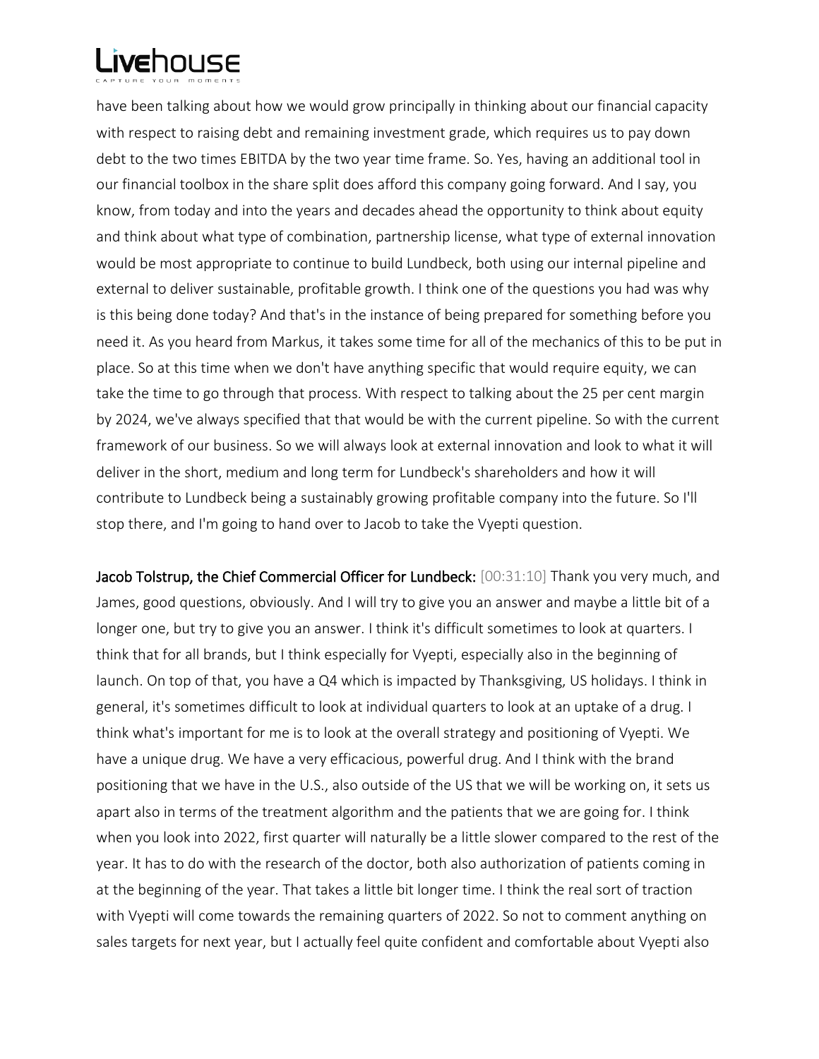have been talking about how we would grow principally in thinking about our financial capacity with respect to raising debt and remaining investment grade, which requires us to pay down debt to the two times EBITDA by the two year time frame. So. Yes, having an additional tool in our financial toolbox in the share split does afford this company going forward. And I say, you know, from today and into the years and decades ahead the opportunity to think about equity and think about what type of combination, partnership license, what type of external innovation would be most appropriate to continue to build Lundbeck, both using our internal pipeline and external to deliver sustainable, profitable growth. I think one of the questions you had was why is this being done today? And that's in the instance of being prepared for something before you need it. As you heard from Markus, it takes some time for all of the mechanics of this to be put in place. So at this time when we don't have anything specific that would require equity, we can take the time to go through that process. With respect to talking about the 25 per cent margin by 2024, we've always specified that that would be with the current pipeline. So with the current framework of our business. So we will always look at external innovation and look to what it will deliver in the short, medium and long term for Lundbeck's shareholders and how it will contribute to Lundbeck being a sustainably growing profitable company into the future. So I'll stop there, and I'm going to hand over to Jacob to take the Vyepti question.

**Jacob Tolstrup, the Chief Commercial Officer for Lundbeck:** [00:31:10] Thank you very much, and James, good questions, obviously. And I will try to give you an answer and maybe a little bit of a longer one, but try to give you an answer. I think it's difficult sometimes to look at quarters. I think that for all brands, but I think especially for Vyepti, especially also in the beginning of launch. On top of that, you have a Q4 which is impacted by Thanksgiving, US holidays. I think in general, it's sometimes difficult to look at individual quarters to look at an uptake of a drug. I think what's important for me is to look at the overall strategy and positioning of Vyepti. We have a unique drug. We have a very efficacious, powerful drug. And I think with the brand positioning that we have in the U.S., also outside of the US that we will be working on, it sets us apart also in terms of the treatment algorithm and the patients that we are going for. I think when you look into 2022, first quarter will naturally be a little slower compared to the rest of the year. It has to do with the research of the doctor, both also authorization of patients coming in at the beginning of the year. That takes a little bit longer time. I think the real sort of traction with Vyepti will come towards the remaining quarters of 2022. So not to comment anything on sales targets for next year, but I actually feel quite confident and comfortable about Vyepti also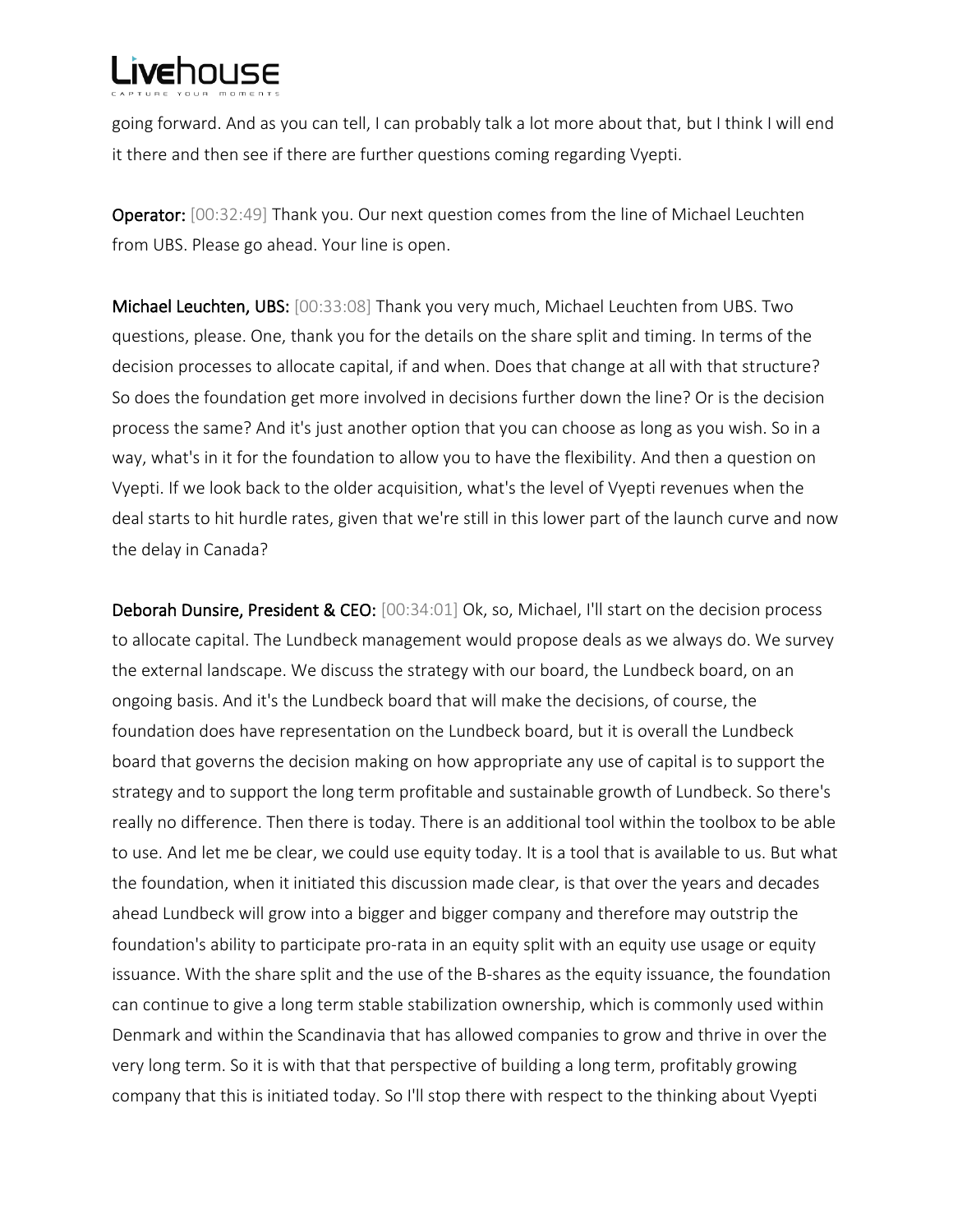going forward. And as you can tell, I can probably talk a lot more about that, but I think I will end it there and then see if there are further questions coming regarding Vyepti.

**Operator:** [00:32:49] Thank you. Our next question comes from the line of Michael Leuchten from UBS. Please go ahead. Your line is open.

**Michael Leuchten, UBS:** [00:33:08] Thank you very much, Michael Leuchten from UBS. Two questions, please. One, thank you for the details on the share split and timing. In terms of the decision processes to allocate capital, if and when. Does that change at all with that structure? So does the foundation get more involved in decisions further down the line? Or is the decision process the same? And it's just another option that you can choose as long as you wish. So in a way, what's in it for the foundation to allow you to have the flexibility. And then a question on Vyepti. If we look back to the older acquisition, what's the level of Vyepti revenues when the deal starts to hit hurdle rates, given that we're still in this lower part of the launch curve and now the delay in Canada?

**Deborah Dunsire, President & CEO:** [00:34:01] Ok, so, Michael, I'll start on the decision process to allocate capital. The Lundbeck management would propose deals as we always do. We survey the external landscape. We discuss the strategy with our board, the Lundbeck board, on an ongoing basis. And it's the Lundbeck board that will make the decisions, of course, the foundation does have representation on the Lundbeck board, but it is overall the Lundbeck board that governs the decision making on how appropriate any use of capital is to support the strategy and to support the long term profitable and sustainable growth of Lundbeck. So there's really no difference. Then there is today. There is an additional tool within the toolbox to be able to use. And let me be clear, we could use equity today. It is a tool that is available to us. But what the foundation, when it initiated this discussion made clear, is that over the years and decades ahead Lundbeck will grow into a bigger and bigger company and therefore may outstrip the foundation's ability to participate pro-rata in an equity split with an equity use usage or equity issuance. With the share split and the use of the B-shares as the equity issuance, the foundation can continue to give a long term stable stabilization ownership, which is commonly used within Denmark and within the Scandinavia that has allowed companies to grow and thrive in over the very long term. So it is with that that perspective of building a long term, profitably growing company that this is initiated today. So I'll stop there with respect to the thinking about Vyepti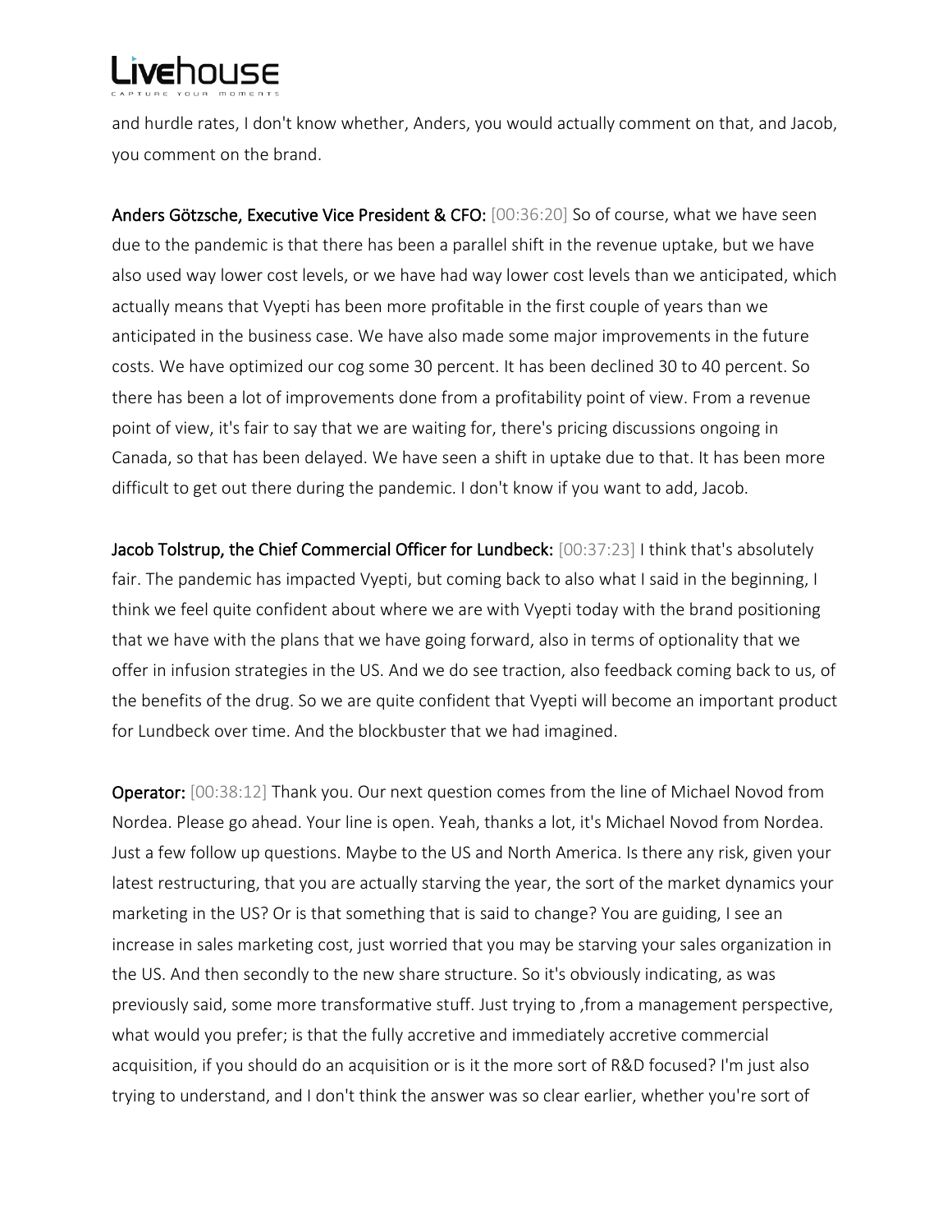and hurdle rates, I don't know whether, Anders, you would actually comment on that, and Jacob, you comment on the brand.

**Anders Götzsche, Executive Vice President & CFO:** [00:36:20] So of course, what we have seen due to the pandemic is that there has been a parallel shift in the revenue uptake, but we have also used way lower cost levels, or we have had way lower cost levels than we anticipated, which actually means that Vyepti has been more profitable in the first couple of years than we anticipated in the business case. We have also made some major improvements in the future costs. We have optimized our cog some 30 percent. It has been declined 30 to 40 percent. So there has been a lot of improvements done from a profitability point of view. From a revenue point of view, it's fair to say that we are waiting for, there's pricing discussions ongoing in Canada, so that has been delayed. We have seen a shift in uptake due to that. It has been more difficult to get out there during the pandemic. I don't know if you want to add, Jacob.

**Jacob Tolstrup, the Chief Commercial Officer for Lundbeck:** [00:37:23] I think that's absolutely fair. The pandemic has impacted Vyepti, but coming back to also what I said in the beginning, I think we feel quite confident about where we are with Vyepti today with the brand positioning that we have with the plans that we have going forward, also in terms of optionality that we offer in infusion strategies in the US. And we do see traction, also feedback coming back to us, of the benefits of the drug. So we are quite confident that Vyepti will become an important product for Lundbeck over time. And the blockbuster that we had imagined.

**Operator:** [00:38:12] Thank you. Our next question comes from the line of Michael Novod from Nordea. Please go ahead. Your line is open. Yeah, thanks a lot, it's Michael Novod from Nordea. Just a few follow up questions. Maybe to the US and North America. Is there any risk, given your latest restructuring, that you are actually starving the year, the sort of the market dynamics your marketing in the US? Or is that something that is said to change? You are guiding, I see an increase in sales marketing cost, just worried that you may be starving your sales organization in the US. And then secondly to the new share structure. So it's obviously indicating, as was previously said, some more transformative stuff. Just trying to ,from a management perspective, what would you prefer; is that the fully accretive and immediately accretive commercial acquisition, if you should do an acquisition or is it the more sort of R&D focused? I'm just also trying to understand, and I don't think the answer was so clear earlier, whether you're sort of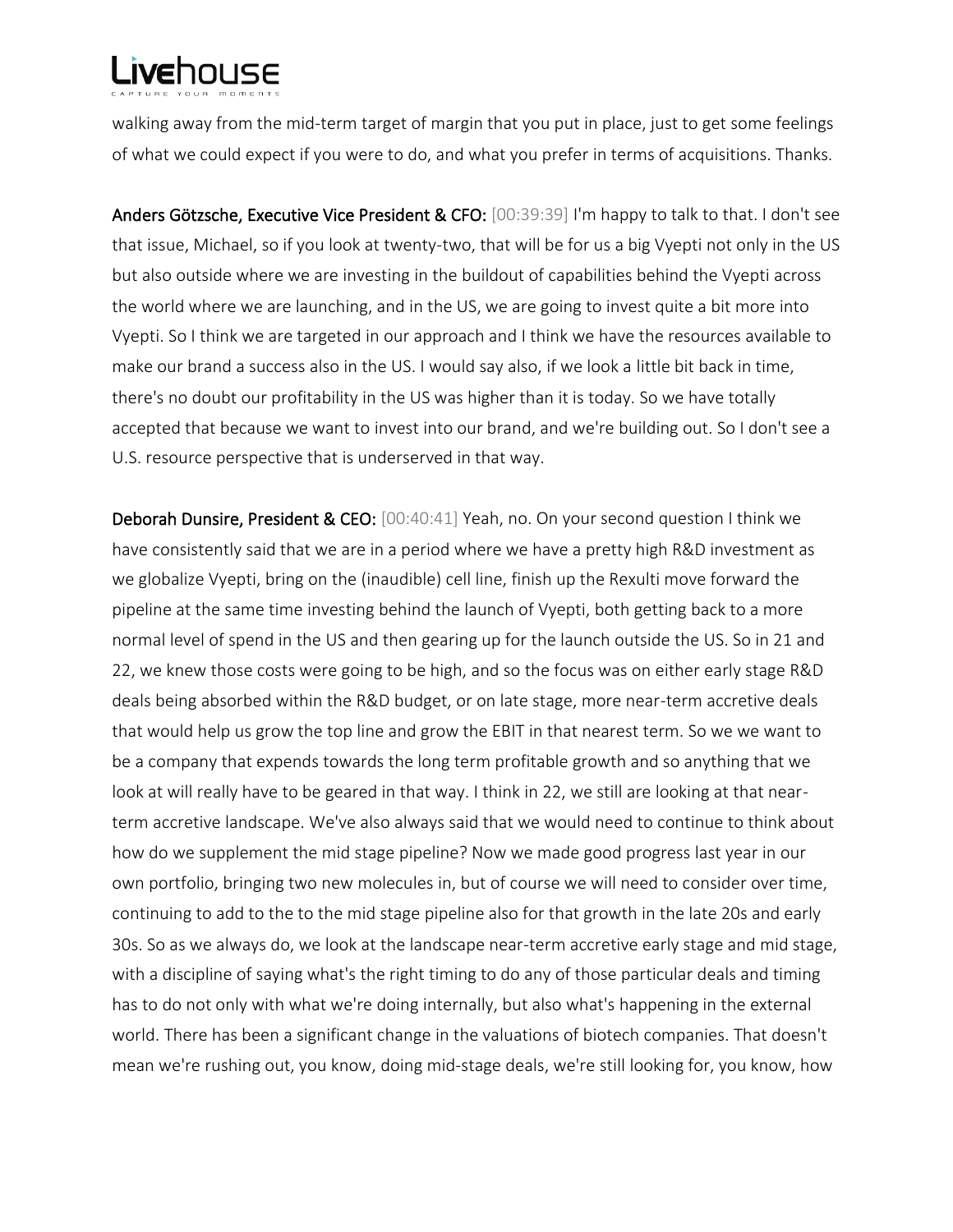walking away from the mid-term target of margin that you put in place, just to get some feelings of what we could expect if you were to do, and what you prefer in terms of acquisitions. Thanks.

**Anders Götzsche, Executive Vice President & CFO:** [00:39:39] I'm happy to talk to that. I don't see that issue, Michael, so if you look at twenty-two, that will be for us a big Vyepti not only in the US but also outside where we are investing in the buildout of capabilities behind the Vyepti across the world where we are launching, and in the US, we are going to invest quite a bit more into Vyepti. So I think we are targeted in our approach and I think we have the resources available to make our brand a success also in the US. I would say also, if we look a little bit back in time, there's no doubt our profitability in the US was higher than it is today. So we have totally accepted that because we want to invest into our brand, and we're building out. So I don't see a U.S. resource perspective that is underserved in that way.

**Deborah Dunsire, President & CEO:** [00:40:41] Yeah, no. On your second question I think we have consistently said that we are in a period where we have a pretty high R&D investment as we globalize Vyepti, bring on the (inaudible) cell line, finish up the Rexulti move forward the pipeline at the same time investing behind the launch of Vyepti, both getting back to a more normal level of spend in the US and then gearing up for the launch outside the US. So in 21 and 22, we knew those costs were going to be high, and so the focus was on either early stage R&D deals being absorbed within the R&D budget, or on late stage, more near-term accretive deals that would help us grow the top line and grow the EBIT in that nearest term. So we we want to be a company that expends towards the long term profitable growth and so anything that we look at will really have to be geared in that way. I think in 22, we still are looking at that near-term accretive landscape. We've also always said that we would need to continue to think about how do we supplement the mid stage pipeline? Now we made good progress last year in our own portfolio, bringing two new molecules in, but of course we will need to consider over time, continuing to add to the to the mid stage pipeline also for that growth in the late 20s and early 30s. So as we always do, we look at the landscape near-term accretive early stage and mid stage, with a discipline of saying what's the right timing to do any of those particular deals and timing has to do not only with what we're doing internally, but also what's happening in the external world. There has been a significant change in the valuations of biotech companies. That doesn't mean we're rushing out, you know, doing mid-stage deals, we're still looking for, you know, how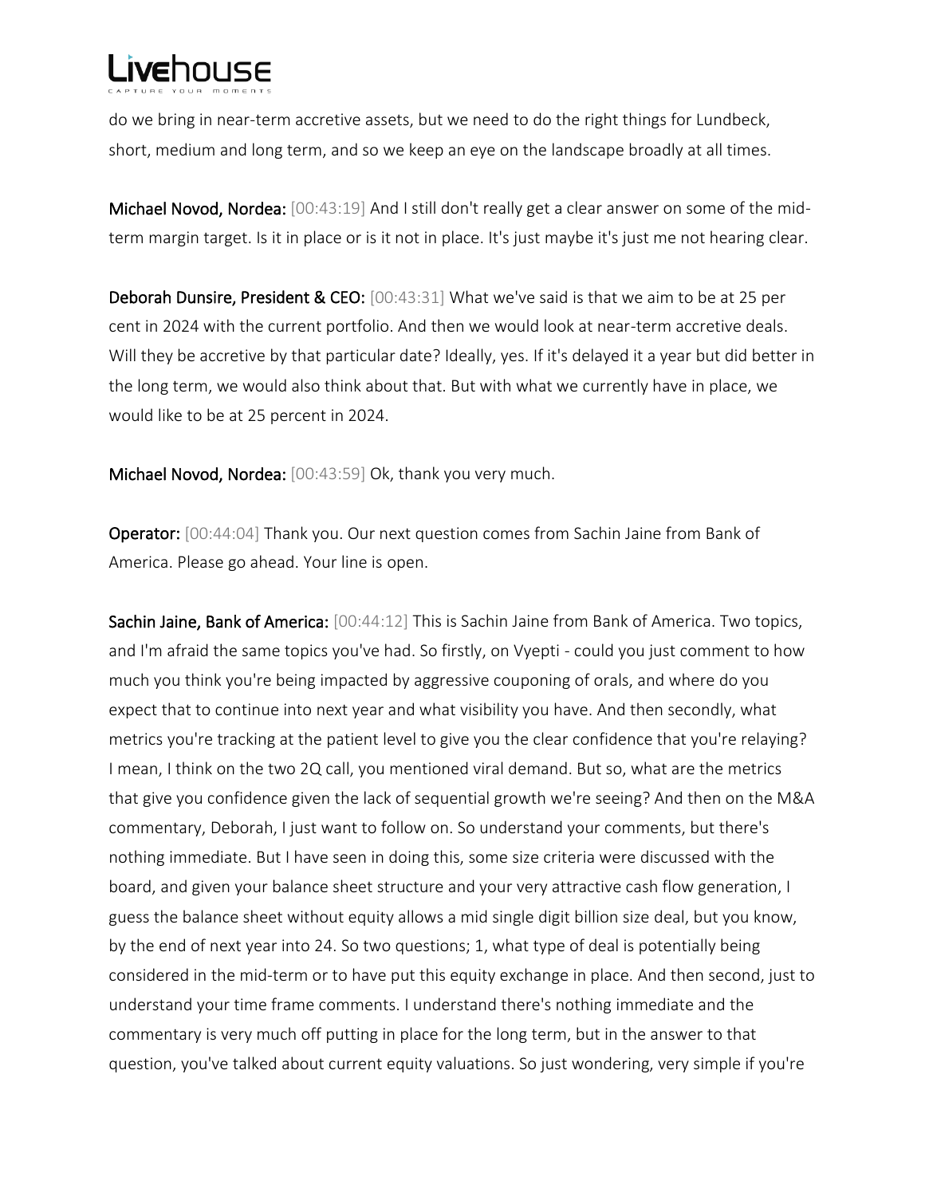do we bring in near-term accretive assets, but we need to do the right things for Lundbeck, short, medium and long term, and so we keep an eye on the landscape broadly at all times.

**Michael Novod, Nordea:** [00:43:19] And I still don't really get a clear answer on some of the mid-term margin target. Is it in place or is it not in place. It's just maybe it's just me not hearing clear.

**Deborah Dunsire, President & CEO:** [00:43:31] What we've said is that we aim to be at 25 per cent in 2024 with the current portfolio. And then we would look at near-term accretive deals. Will they be accretive by that particular date? Ideally, yes. If it's delayed it a year but did better in the long term, we would also think about that. But with what we currently have in place, we would like to be at 25 percent in 2024.

**Michael Novod, Nordea:** [00:43:59] Ok, thank you very much.

**Operator:** [00:44:04] Thank you. Our next question comes from Sachin Jaine from Bank of America. Please go ahead. Your line is open.

**Sachin Jaine, Bank of America:** [00:44:12] This is Sachin Jaine from Bank of America. Two topics, and I'm afraid the same topics you've had. So firstly, on Vyepti - could you just comment to how much you think you're being impacted by aggressive couponing of orals, and where do you expect that to continue into next year and what visibility you have. And then secondly, what metrics you're tracking at the patient level to give you the clear confidence that you're relaying? I mean, I think on the two 2Q call, you mentioned viral demand. But so, what are the metrics that give you confidence given the lack of sequential growth we're seeing? And then on the M&A commentary, Deborah, I just want to follow on. So understand your comments, but there's nothing immediate. But I have seen in doing this, some size criteria were discussed with the board, and given your balance sheet structure and your very attractive cash flow generation, I guess the balance sheet without equity allows a mid single digit billion size deal, but you know, by the end of next year into 24. So two questions; 1, what type of deal is potentially being considered in the mid-term or to have put this equity exchange in place. And then second, just to understand your time frame comments. I understand there's nothing immediate and the commentary is very much off putting in place for the long term, but in the answer to that question, you've talked about current equity valuations. So just wondering, very simple if you're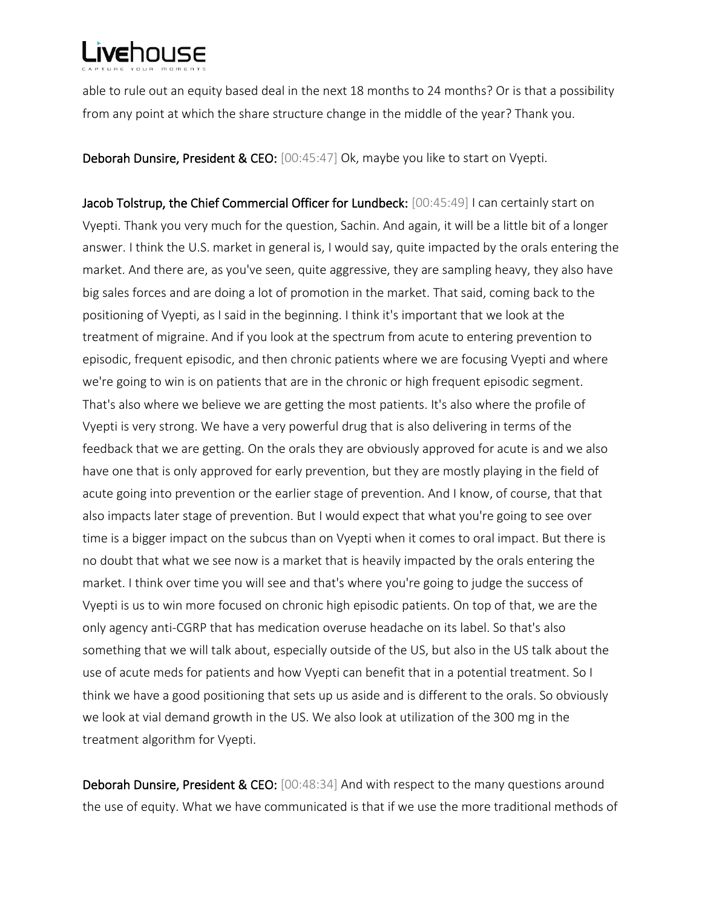able to rule out an equity based deal in the next 18 months to 24 months? Or is that a possibility from any point at which the share structure change in the middle of the year? Thank you.

**Deborah Dunsire, President & CEO:** [00:45:47] Ok, maybe you like to start on Vyepti.

**Jacob Tolstrup, the Chief Commercial Officer for Lundbeck:** [00:45:49] I can certainly start on Vyepti. Thank you very much for the question, Sachin. And again, it will be a little bit of a longer answer. I think the U.S. market in general is, I would say, quite impacted by the orals entering the market. And there are, as you've seen, quite aggressive, they are sampling heavy, they also have big sales forces and are doing a lot of promotion in the market. That said, coming back to the positioning of Vyepti, as I said in the beginning. I think it's important that we look at the treatment of migraine. And if you look at the spectrum from acute to entering prevention to episodic, frequent episodic, and then chronic patients where we are focusing Vyepti and where we're going to win is on patients that are in the chronic or high frequent episodic segment. That's also where we believe we are getting the most patients. It's also where the profile of Vyepti is very strong. We have a very powerful drug that is also delivering in terms of the feedback that we are getting. On the orals they are obviously approved for acute is and we also have one that is only approved for early prevention, but they are mostly playing in the field of acute going into prevention or the earlier stage of prevention. And I know, of course, that that also impacts later stage of prevention. But I would expect that what you're going to see over time is a bigger impact on the subcus than on Vyepti when it comes to oral impact. But there is no doubt that what we see now is a market that is heavily impacted by the orals entering the market. I think over time you will see and that's where you're going to judge the success of Vyepti is us to win more focused on chronic high episodic patients. On top of that, we are the only agency anti-CGRP that has medication overuse headache on its label. So that's also something that we will talk about, especially outside of the US, but also in the US talk about the use of acute meds for patients and how Vyepti can benefit that in a potential treatment. So I think we have a good positioning that sets up us aside and is different to the orals. So obviously we look at vial demand growth in the US. We also look at utilization of the 300 mg in the treatment algorithm for Vyepti.

**Deborah Dunsire, President & CEO:** [00:48:34] And with respect to the many questions around the use of equity. What we have communicated is that if we use the more traditional methods of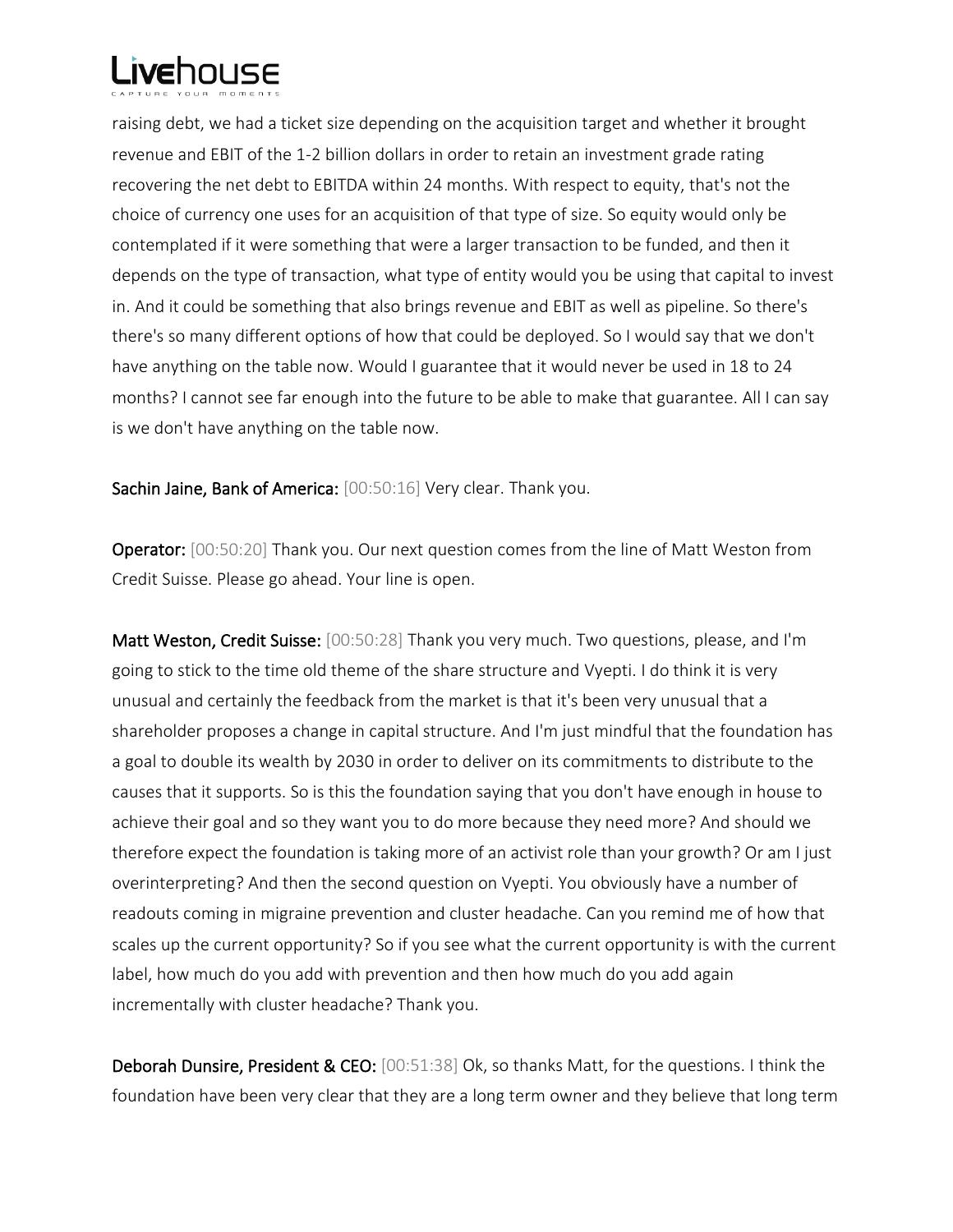raising debt, we had a ticket size depending on the acquisition target and whether it brought revenue and EBIT of the 1-2 billion dollars in order to retain an investment grade rating recovering the net debt to EBITDA within 24 months. With respect to equity, that's not the choice of currency one uses for an acquisition of that type of size. So equity would only be contemplated if it were something that were a larger transaction to be funded, and then it depends on the type of transaction, what type of entity would you be using that capital to invest in. And it could be something that also brings revenue and EBIT as well as pipeline. So there's there's so many different options of how that could be deployed. So I would say that we don't have anything on the table now. Would I guarantee that it would never be used in 18 to 24 months? I cannot see far enough into the future to be able to make that guarantee. All I can say is we don't have anything on the table now.

**Sachin Jaine, Bank of America:** [00:50:16] Very clear. Thank you.

**Operator:** [00:50:20] Thank you. Our next question comes from the line of Matt Weston from Credit Suisse. Please go ahead. Your line is open.

**Matt Weston, Credit Suisse:** [00:50:28] Thank you very much. Two questions, please, and I'm going to stick to the time old theme of the share structure and Vyepti. I do think it is very unusual and certainly the feedback from the market is that it's been very unusual that a shareholder proposes a change in capital structure. And I'm just mindful that the foundation has a goal to double its wealth by 2030 in order to deliver on its commitments to distribute to the causes that it supports. So is this the foundation saying that you don't have enough in house to achieve their goal and so they want you to do more because they need more? And should we therefore expect the foundation is taking more of an activist role than your growth? Or am I just overinterpreting? And then the second question on Vyepti. You obviously have a number of readouts coming in migraine prevention and cluster headache. Can you remind me of how that scales up the current opportunity? So if you see what the current opportunity is with the current label, how much do you add with prevention and then how much do you add again incrementally with cluster headache? Thank you.

**Deborah Dunsire, President & CEO:** [00:51:38] Ok, so thanks Matt, for the questions. I think the foundation have been very clear that they are a long term owner and they believe that long term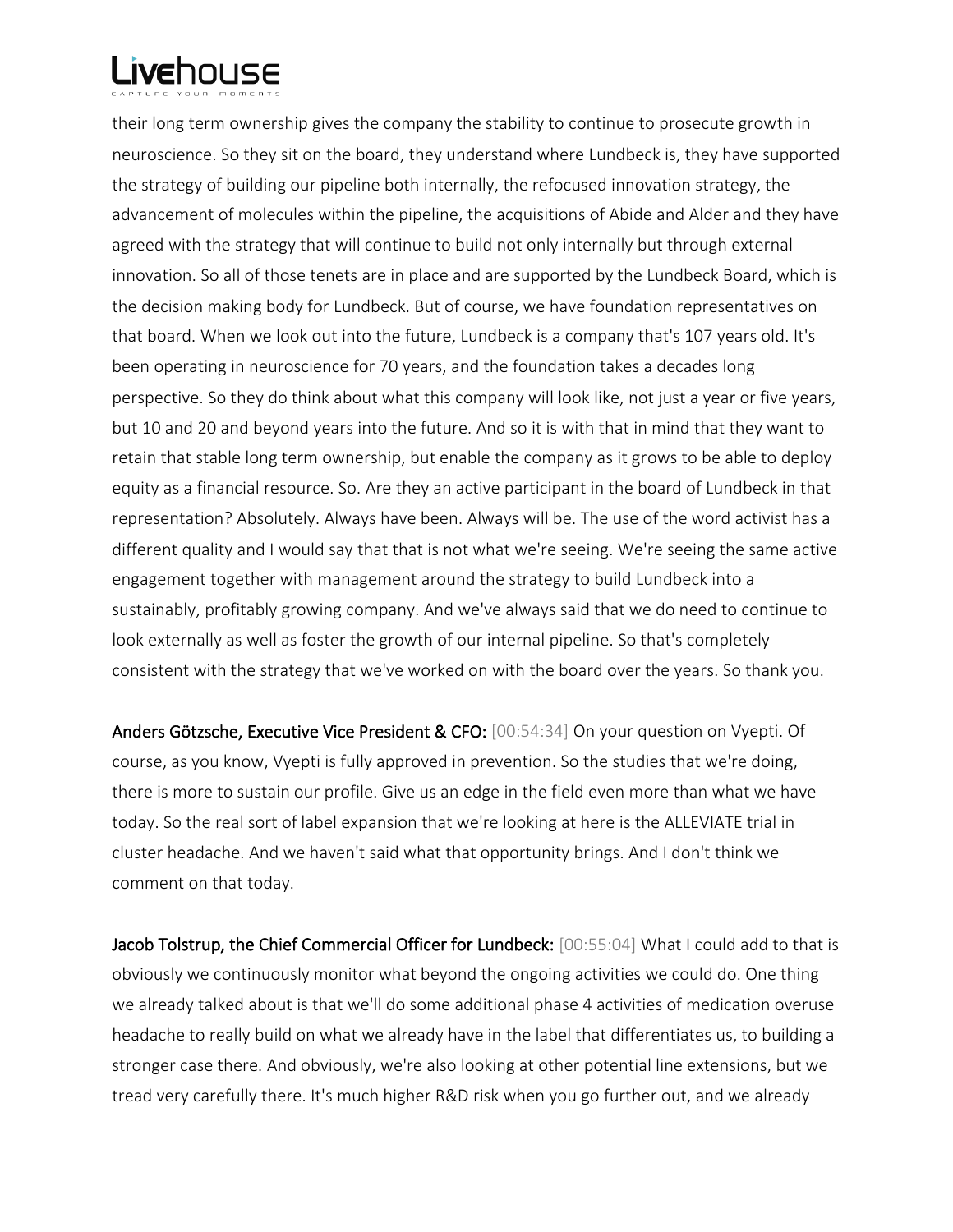their long term ownership gives the company the stability to continue to prosecute growth in neuroscience. So they sit on the board, they understand where Lundbeck is, they have supported the strategy of building our pipeline both internally, the refocused innovation strategy, the advancement of molecules within the pipeline, the acquisitions of Abide and Alder and they have agreed with the strategy that will continue to build not only internally but through external innovation. So all of those tenets are in place and are supported by the Lundbeck Board, which is the decision making body for Lundbeck. But of course, we have foundation representatives on that board. When we look out into the future, Lundbeck is a company that's 107 years old. It's been operating in neuroscience for 70 years, and the foundation takes a decades long perspective. So they do think about what this company will look like, not just a year or five years, but 10 and 20 and beyond years into the future. And so it is with that in mind that they want to retain that stable long term ownership, but enable the company as it grows to be able to deploy equity as a financial resource. So. Are they an active participant in the board of Lundbeck in that representation? Absolutely. Always have been. Always will be. The use of the word activist has a different quality and I would say that that is not what we're seeing. We're seeing the same active engagement together with management around the strategy to build Lundbeck into a sustainably, profitably growing company. And we've always said that we do need to continue to look externally as well as foster the growth of our internal pipeline. So that's completely consistent with the strategy that we've worked on with the board over the years. So thank you.

**Anders Götzsche, Executive Vice President & CFO:** [00:54:34] On your question on Vyepti. Of course, as you know, Vyepti is fully approved in prevention. So the studies that we're doing, there is more to sustain our profile. Give us an edge in the field even more than what we have today. So the real sort of label expansion that we're looking at here is the ALLEVIATE trial in cluster headache. And we haven't said what that opportunity brings. And I don't think we comment on that today.

**Jacob Tolstrup, the Chief Commercial Officer for Lundbeck:** [00:55:04] What I could add to that is obviously we continuously monitor what beyond the ongoing activities we could do. One thing we already talked about is that we'll do some additional phase 4 activities of medication overuse headache to really build on what we already have in the label that differentiates us, to building a stronger case there. And obviously, we're also looking at other potential line extensions, but we tread very carefully there. It's much higher R&D risk when you go further out, and we already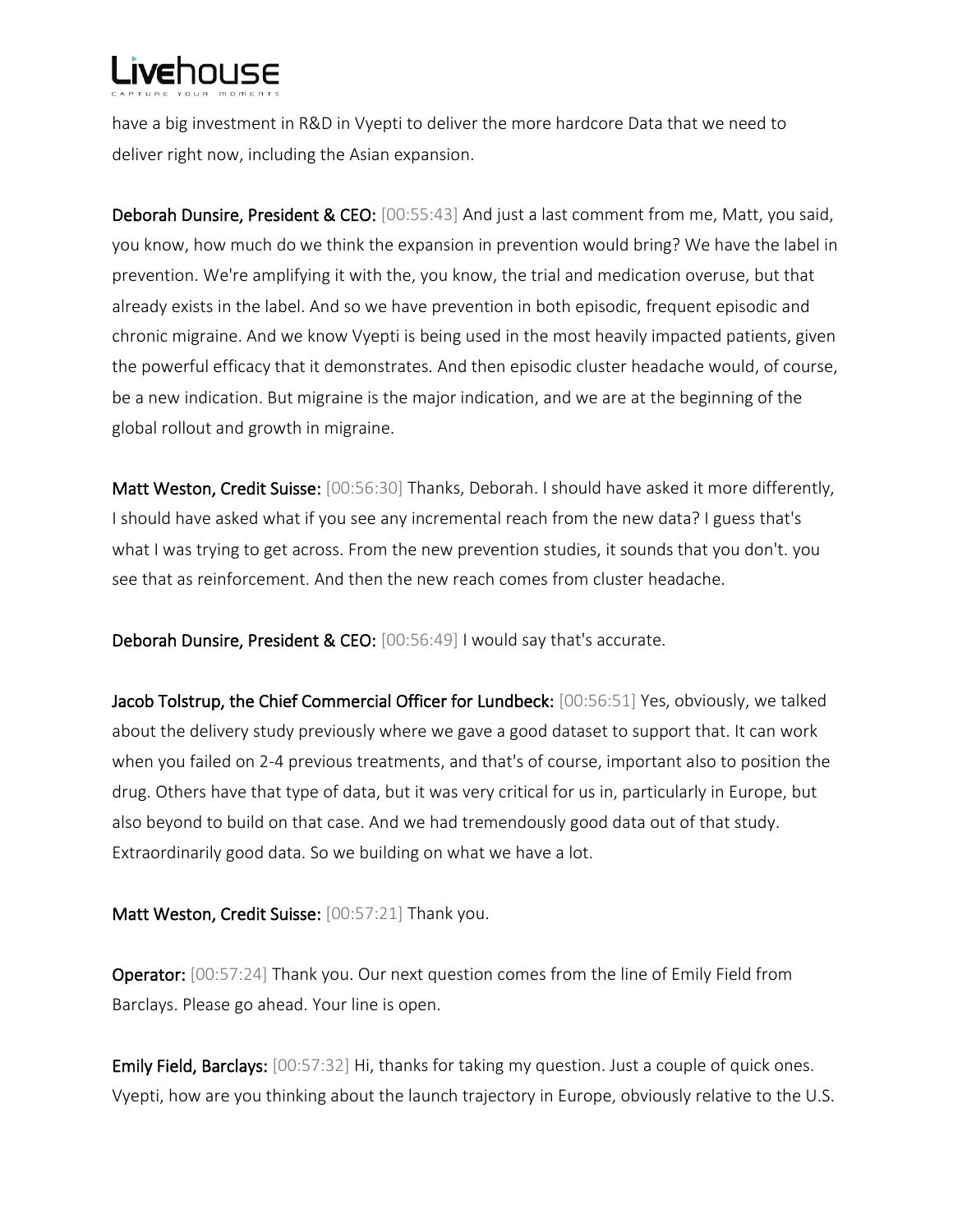have a big investment in R&D in Vyepti to deliver the more hardcore Data that we need to deliver right now, including the Asian expansion.

**Deborah Dunsire, President & CEO:** [00:55:43] And just a last comment from me, Matt, you said, you know, how much do we think the expansion in prevention would bring? We have the label in prevention. We're amplifying it with the, you know, the trial and medication overuse, but that already exists in the label. And so we have prevention in both episodic, frequent episodic and chronic migraine. And we know Vyepti is being used in the most heavily impacted patients, given the powerful efficacy that it demonstrates. And then episodic cluster headache would, of course, be a new indication. But migraine is the major indication, and we are at the beginning of the global rollout and growth in migraine.

**Matt Weston, Credit Suisse:** [00:56:30] Thanks, Deborah. I should have asked it more differently, I should have asked what if you see any incremental reach from the new data? I guess that's what I was trying to get across. From the new prevention studies, it sounds that you don't. you see that as reinforcement. And then the new reach comes from cluster headache.

**Deborah Dunsire, President & CEO:** [00:56:49] I would say that's accurate.

**Jacob Tolstrup, the Chief Commercial Officer for Lundbeck:** [00:56:51] Yes, obviously, we talked about the delivery study previously where we gave a good dataset to support that. It can work when you failed on 2-4 previous treatments, and that's of course, important also to position the drug. Others have that type of data, but it was very critical for us in, particularly in Europe, but also beyond to build on that case. And we had tremendously good data out of that study. Extraordinarily good data. So we building on what we have a lot.

**Matt Weston, Credit Suisse:** [00:57:21] Thank you.

**Operator:** [00:57:24] Thank you. Our next question comes from the line of Emily Field from Barclays. Please go ahead. Your line is open.

**Emily Field, Barclays:** [00:57:32] Hi, thanks for taking my question. Just a couple of quick ones. Vyepti, how are you thinking about the launch trajectory in Europe, obviously relative to the U.S.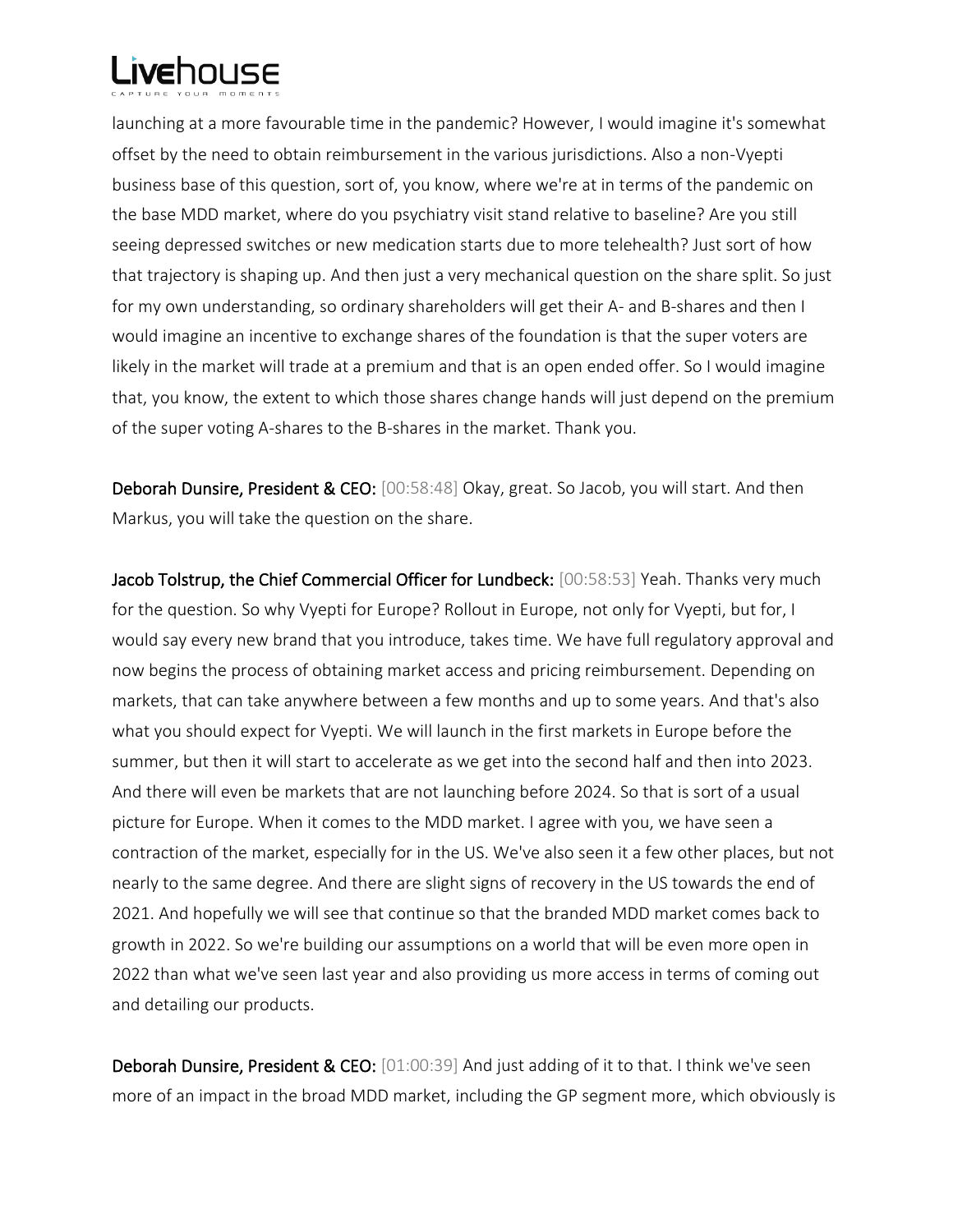launching at a more favourable time in the pandemic? However, I would imagine it's somewhat offset by the need to obtain reimbursement in the various jurisdictions. Also a non-Vyepti business base of this question, sort of, you know, where we're at in terms of the pandemic on the base MDD market, where do you psychiatry visit stand relative to baseline? Are you still seeing depressed switches or new medication starts due to more telehealth? Just sort of how that trajectory is shaping up. And then just a very mechanical question on the share split. So just for my own understanding, so ordinary shareholders will get their A- and B-shares and then I would imagine an incentive to exchange shares of the foundation is that the super voters are likely in the market will trade at a premium and that is an open ended offer. So I would imagine that, you know, the extent to which those shares change hands will just depend on the premium of the super voting A-shares to the B-shares in the market. Thank you.

**Deborah Dunsire, President & CEO:** [00:58:48] Okay, great. So Jacob, you will start. And then Markus, you will take the question on the share.

**Jacob Tolstrup, the Chief Commercial Officer for Lundbeck:** [00:58:53] Yeah. Thanks very much for the question. So why Vyepti for Europe? Rollout in Europe, not only for Vyepti, but for, I would say every new brand that you introduce, takes time. We have full regulatory approval and now begins the process of obtaining market access and pricing reimbursement. Depending on markets, that can take anywhere between a few months and up to some years. And that's also what you should expect for Vyepti. We will launch in the first markets in Europe before the summer, but then it will start to accelerate as we get into the second half and then into 2023. And there will even be markets that are not launching before 2024. So that is sort of a usual picture for Europe. When it comes to the MDD market. I agree with you, we have seen a contraction of the market, especially for in the US. We've also seen it a few other places, but not nearly to the same degree. And there are slight signs of recovery in the US towards the end of 2021. And hopefully we will see that continue so that the branded MDD market comes back to growth in 2022. So we're building our assumptions on a world that will be even more open in 2022 than what we've seen last year and also providing us more access in terms of coming out and detailing our products.

**Deborah Dunsire, President & CEO:** [01:00:39] And just adding of it to that. I think we've seen more of an impact in the broad MDD market, including the GP segment more, which obviously is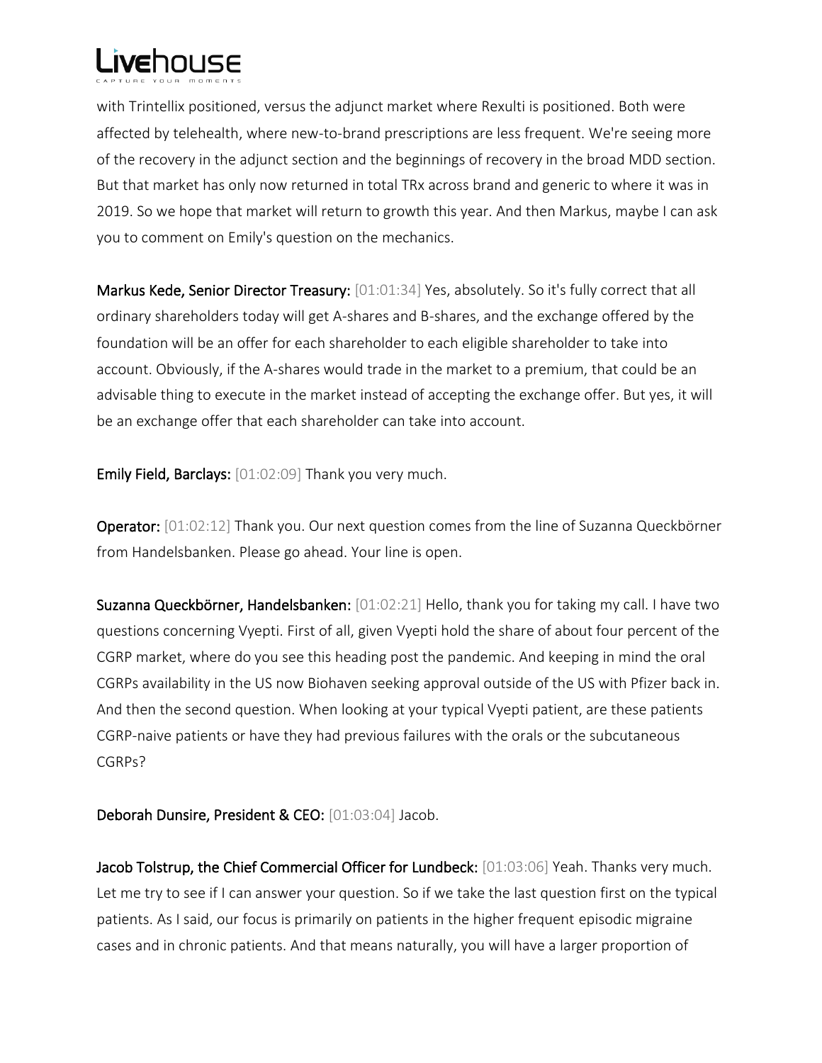with Trintellix positioned, versus the adjunct market where Rexulti is positioned. Both were affected by telehealth, where new-to-brand prescriptions are less frequent. We're seeing more of the recovery in the adjunct section and the beginnings of recovery in the broad MDD section. But that market has only now returned in total TRx across brand and generic to where it was in 2019. So we hope that market will return to growth this year. And then Markus, maybe I can ask you to comment on Emily's question on the mechanics.

**Markus Kede, Senior Director Treasury:** [01:01:34] Yes, absolutely. So it's fully correct that all ordinary shareholders today will get A-shares and B-shares, and the exchange offered by the foundation will be an offer for each shareholder to each eligible shareholder to take into account. Obviously, if the A-shares would trade in the market to a premium, that could be an advisable thing to execute in the market instead of accepting the exchange offer. But yes, it will be an exchange offer that each shareholder can take into account.

**Emily Field, Barclays:** [01:02:09] Thank you very much.

**Operator:** [01:02:12] Thank you. Our next question comes from the line of Suzanna Queckbörner from Handelsbanken. Please go ahead. Your line is open.

**Suzanna Queckbörner, Handelsbanken:** [01:02:21] Hello, thank you for taking my call. I have two questions concerning Vyepti. First of all, given Vyepti hold the share of about four percent of the CGRP market, where do you see this heading post the pandemic. And keeping in mind the oral CGRPs availability in the US now Biohaven seeking approval outside of the US with Pfizer back in. And then the second question. When looking at your typical Vyepti patient, are these patients CGRP-naive patients or have they had previous failures with the orals or the subcutaneous CGRPs?

**Deborah Dunsire, President & CEO:** [01:03:04] Jacob.

**Jacob Tolstrup, the Chief Commercial Officer for Lundbeck:** [01:03:06] Yeah. Thanks very much. Let me try to see if I can answer your question. So if we take the last question first on the typical patients. As I said, our focus is primarily on patients in the higher frequent episodic migraine cases and in chronic patients. And that means naturally, you will have a larger proportion of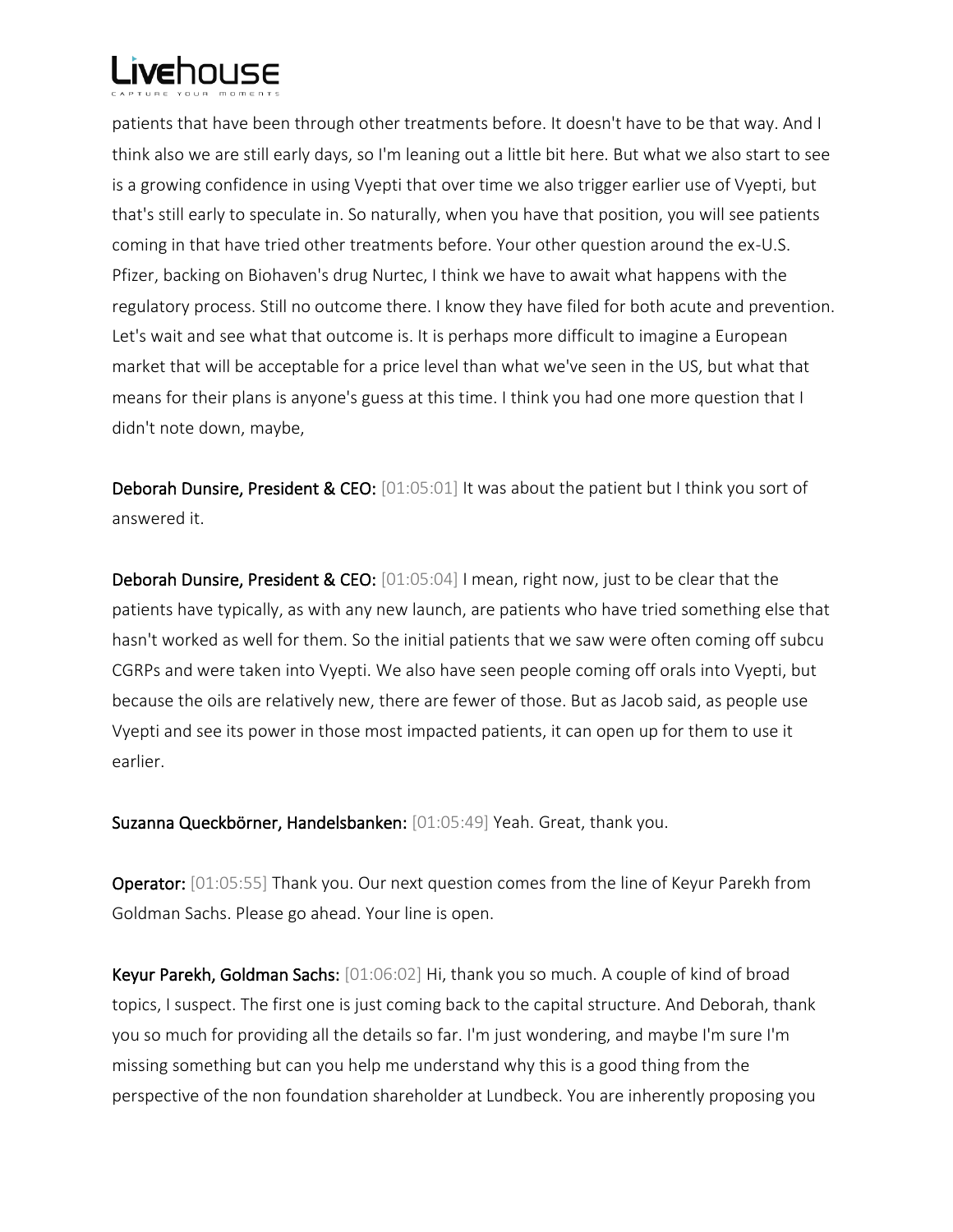patients that have been through other treatments before. It doesn't have to be that way. And I think also we are still early days, so I'm leaning out a little bit here. But what we also start to see is a growing confidence in using Vyepti that over time we also trigger earlier use of Vyepti, but that's still early to speculate in. So naturally, when you have that position, you will see patients coming in that have tried other treatments before. Your other question around the ex-U.S. Pfizer, backing on Biohaven's drug Nurtec, I think we have to await what happens with the regulatory process. Still no outcome there. I know they have filed for both acute and prevention. Let's wait and see what that outcome is. It is perhaps more difficult to imagine a European market that will be acceptable for a price level than what we've seen in the US, but what that means for their plans is anyone's guess at this time. I think you had one more question that I didn't note down, maybe,

**Deborah Dunsire, President & CEO:** [01:05:01] It was about the patient but I think you sort of answered it.

**Deborah Dunsire, President & CEO:** [01:05:04] I mean, right now, just to be clear that the patients have typically, as with any new launch, are patients who have tried something else that hasn't worked as well for them. So the initial patients that we saw were often coming off subcu CGRPs and were taken into Vyepti. We also have seen people coming off orals into Vyepti, but because the oils are relatively new, there are fewer of those. But as Jacob said, as people use Vyepti and see its power in those most impacted patients, it can open up for them to use it earlier.

**Suzanna Queckbörner, Handelsbanken:** [01:05:49] Yeah. Great, thank you.

**Operator:** [01:05:55] Thank you. Our next question comes from the line of Keyur Parekh from Goldman Sachs. Please go ahead. Your line is open.

**Keyur Parekh, Goldman Sachs:** [01:06:02] Hi, thank you so much. A couple of kind of broad topics, I suspect. The first one is just coming back to the capital structure. And Deborah, thank you so much for providing all the details so far. I'm just wondering, and maybe I'm sure I'm missing something but can you help me understand why this is a good thing from the perspective of the non foundation shareholder at Lundbeck. You are inherently proposing you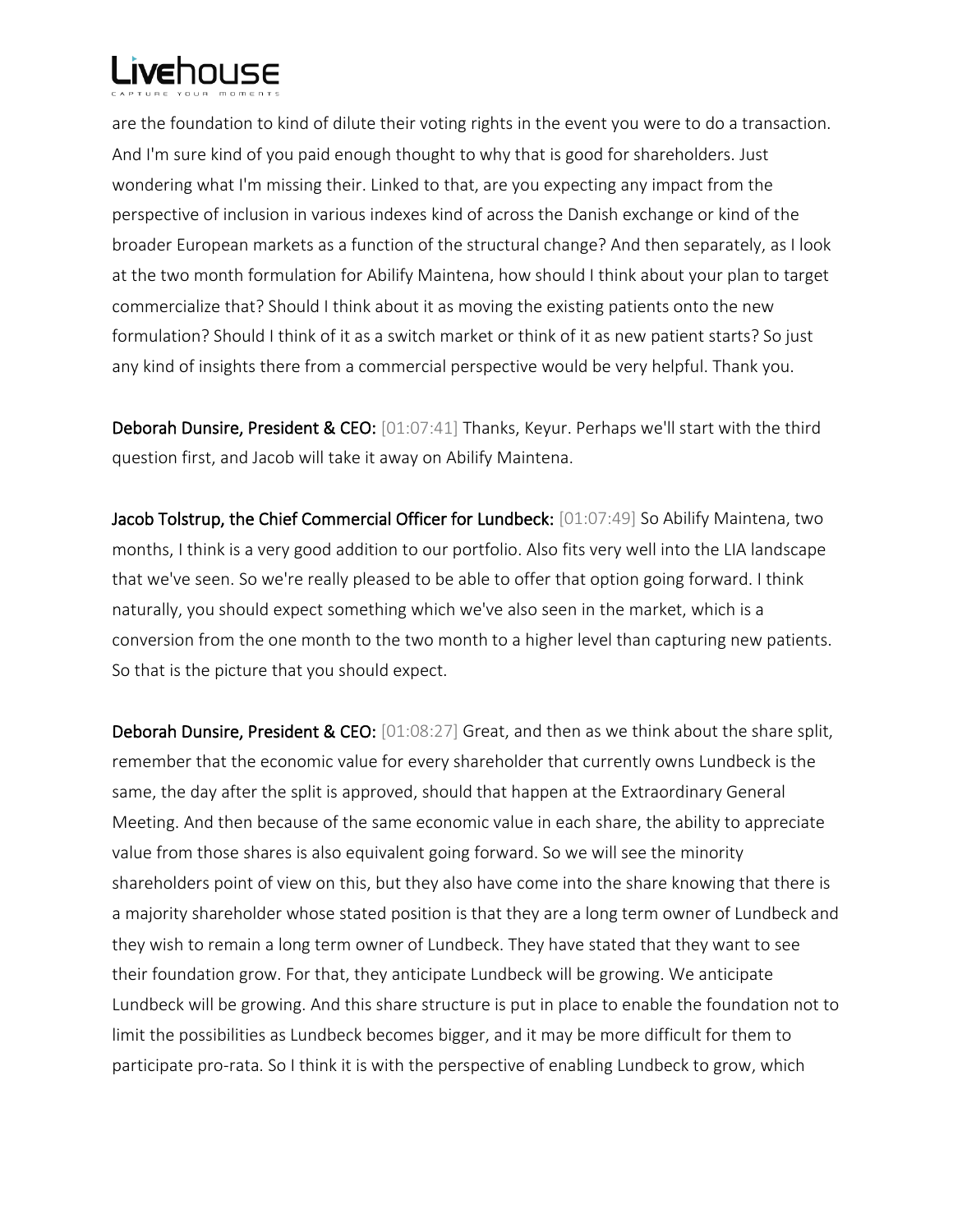are the foundation to kind of dilute their voting rights in the event you were to do a transaction. And I'm sure kind of you paid enough thought to why that is good for shareholders. Just wondering what I'm missing their. Linked to that, are you expecting any impact from the perspective of inclusion in various indexes kind of across the Danish exchange or kind of the broader European markets as a function of the structural change? And then separately, as I look at the two month formulation for Abilify Maintena, how should I think about your plan to target commercialize that? Should I think about it as moving the existing patients onto the new formulation? Should I think of it as a switch market or think of it as new patient starts? So just any kind of insights there from a commercial perspective would be very helpful. Thank you.

**Deborah Dunsire, President & CEO:** [01:07:41] Thanks, Keyur. Perhaps we'll start with the third question first, and Jacob will take it away on Abilify Maintena.

**Jacob Tolstrup, the Chief Commercial Officer for Lundbeck:** [01:07:49] So Abilify Maintena, two months, I think is a very good addition to our portfolio. Also fits very well into the LIA landscape that we've seen. So we're really pleased to be able to offer that option going forward. I think naturally, you should expect something which we've also seen in the market, which is a conversion from the one month to the two month to a higher level than capturing new patients. So that is the picture that you should expect.

**Deborah Dunsire, President & CEO:** [01:08:27] Great, and then as we think about the share split, remember that the economic value for every shareholder that currently owns Lundbeck is the same, the day after the split is approved, should that happen at the Extraordinary General Meeting. And then because of the same economic value in each share, the ability to appreciate value from those shares is also equivalent going forward. So we will see the minority shareholders point of view on this, but they also have come into the share knowing that there is a majority shareholder whose stated position is that they are a long term owner of Lundbeck and they wish to remain a long term owner of Lundbeck. They have stated that they want to see their foundation grow. For that, they anticipate Lundbeck will be growing. We anticipate Lundbeck will be growing. And this share structure is put in place to enable the foundation not to limit the possibilities as Lundbeck becomes bigger, and it may be more difficult for them to participate pro-rata. So I think it is with the perspective of enabling Lundbeck to grow, which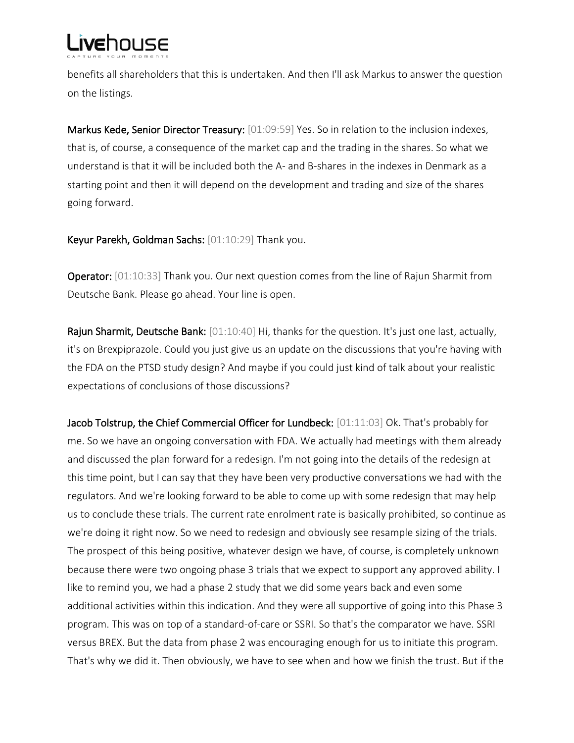benefits all shareholders that this is undertaken. And then I'll ask Markus to answer the question on the listings.

**Markus Kede, Senior Director Treasury:** [01:09:59] Yes. So in relation to the inclusion indexes, that is, of course, a consequence of the market cap and the trading in the shares. So what we understand is that it will be included both the A- and B-shares in the indexes in Denmark as a starting point and then it will depend on the development and trading and size of the shares going forward.

**Keyur Parekh, Goldman Sachs:** [01:10:29] Thank you.

**Operator:** [01:10:33] Thank you. Our next question comes from the line of Rajun Sharmit from Deutsche Bank. Please go ahead. Your line is open.

**Rajun Sharmit, Deutsche Bank:** [01:10:40] Hi, thanks for the question. It's just one last, actually, it's on Brexpiprazole. Could you just give us an update on the discussions that you're having with the FDA on the PTSD study design? And maybe if you could just kind of talk about your realistic expectations of conclusions of those discussions?

**Jacob Tolstrup, the Chief Commercial Officer for Lundbeck:** [01:11:03] Ok. That's probably for me. So we have an ongoing conversation with FDA. We actually had meetings with them already and discussed the plan forward for a redesign. I'm not going into the details of the redesign at this time point, but I can say that they have been very productive conversations we had with the regulators. And we're looking forward to be able to come up with some redesign that may help us to conclude these trials. The current rate enrolment rate is basically prohibited, so continue as we're doing it right now. So we need to redesign and obviously see resample sizing of the trials. The prospect of this being positive, whatever design we have, of course, is completely unknown because there were two ongoing phase 3 trials that we expect to support any approved ability. I like to remind you, we had a phase 2 study that we did some years back and even some additional activities within this indication. And they were all supportive of going into this Phase 3 program. This was on top of a standard-of-care or SSRI. So that's the comparator we have. SSRI versus BREX. But the data from phase 2 was encouraging enough for us to initiate this program. That's why we did it. Then obviously, we have to see when and how we finish the trust. But if the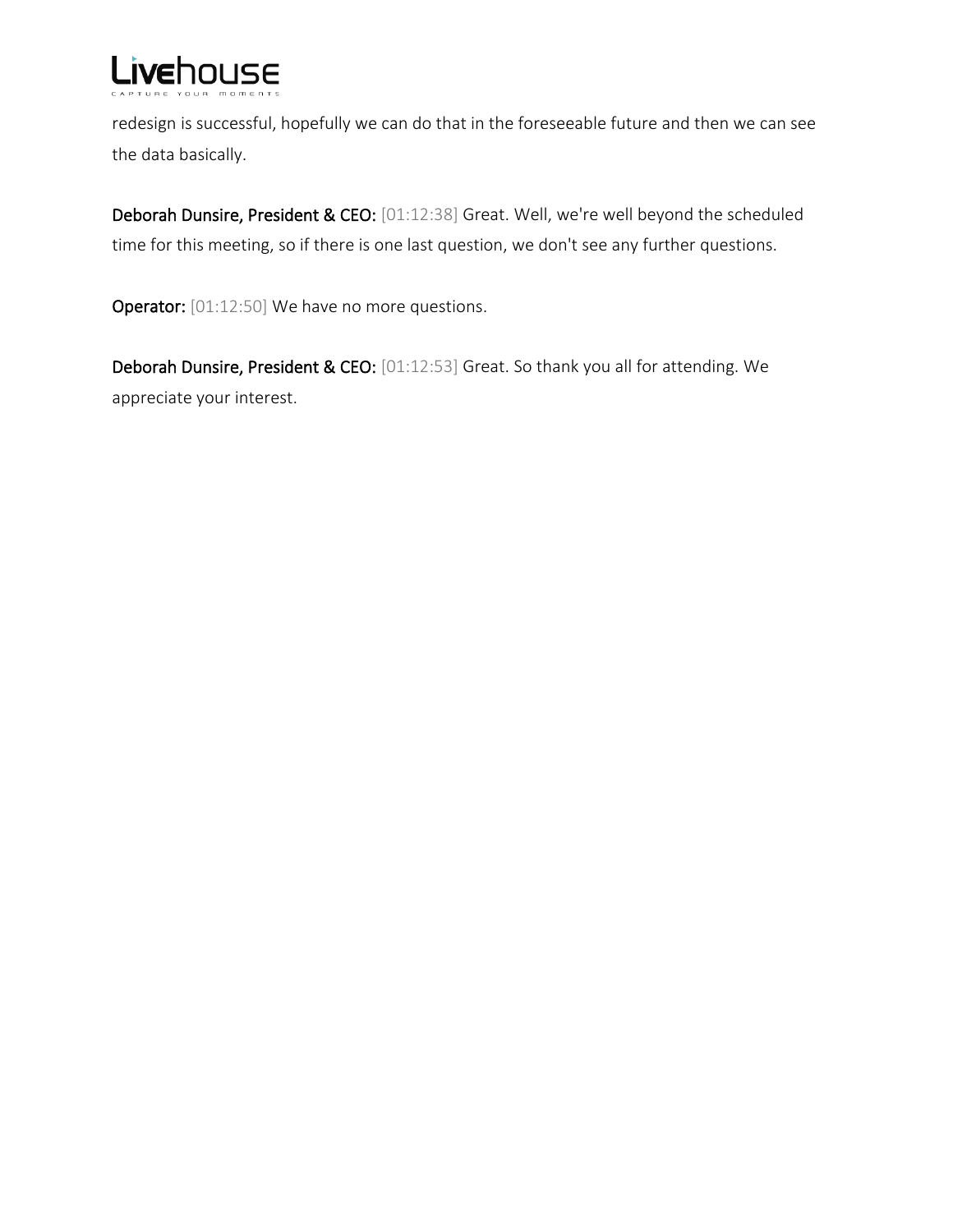redesign is successful, hopefully we can do that in the foreseeable future and then we can see the data basically.

**Deborah Dunsire, President & CEO:** [01:12:38] Great. Well, we're well beyond the scheduled time for this meeting, so if there is one last question, we don't see any further questions.

**Operator:** [01:12:50] We have no more questions.

**Deborah Dunsire, President & CEO:** [01:12:53] Great. So thank you all for attending. We appreciate your interest.